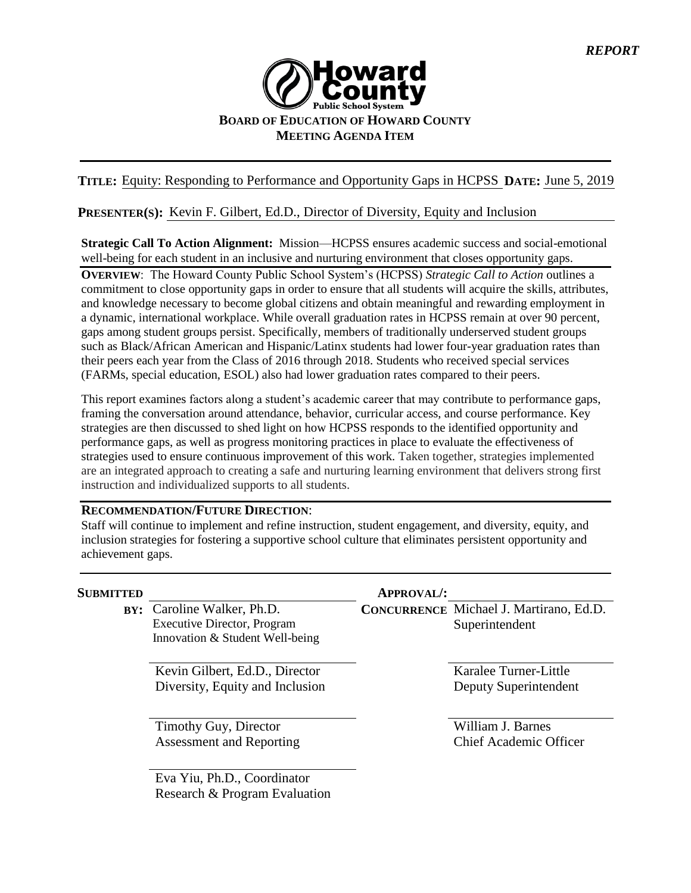*REPORT*

**Howard County Public School System**

**BOARD OF EDUCATION OF HOWARD COUNTY**
**MEETING AGENDA ITEM**

**TITLE:** Equity: Responding to Performance and Opportunity Gaps in HCPSS **DATE:** June 5, 2019

**PRESENTER(S):** Kevin F. Gilbert, Ed.D., Director of Diversity, Equity and Inclusion

**Strategic Call To Action Alignment:** Mission—HCPSS ensures academic success and social-emotional well-being for each student in an inclusive and nurturing environment that closes opportunity gaps.

**OVERVIEW**: The Howard County Public School System's (HCPSS) *Strategic Call to Action* outlines a commitment to close opportunity gaps in order to ensure that all students will acquire the skills, attributes, and knowledge necessary to become global citizens and obtain meaningful and rewarding employment in a dynamic, international workplace. While overall graduation rates in HCPSS remain at over 90 percent, gaps among student groups persist. Specifically, members of traditionally underserved student groups such as Black/African American and Hispanic/Latinx students had lower four-year graduation rates than their peers each year from the Class of 2016 through 2018. Students who received special services (FARMs, special education, ESOL) also had lower graduation rates compared to their peers.

This report examines factors along a student's academic career that may contribute to performance gaps, framing the conversation around attendance, behavior, curricular access, and course performance. Key strategies are then discussed to shed light on how HCPSS responds to the identified opportunity and performance gaps, as well as progress monitoring practices in place to evaluate the effectiveness of strategies used to ensure continuous improvement of this work. Taken together, strategies implemented are an integrated approach to creating a safe and nurturing learning environment that delivers strong first instruction and individualized supports to all students.

**RECOMMENDATION/FUTURE DIRECTION**:

Staff will continue to implement and refine instruction, student engagement, and diversity, equity, and inclusion strategies for fostering a supportive school culture that eliminates persistent opportunity and achievement gaps.

| **SUBMITTED BY:** | **APPROVAL/: CONCURRENCE** |
|---|---|
| Caroline Walker, Ph.D.<br>Executive Director, Program Innovation & Student Well-being | Michael J. Martirano, Ed.D.<br>Superintendent |
| Kevin Gilbert, Ed.D., Director<br>Diversity, Equity and Inclusion | Karalee Turner-Little<br>Deputy Superintendent |
| Timothy Guy, Director<br>Assessment and Reporting | William J. Barnes<br>Chief Academic Officer |
| Eva Yiu, Ph.D., Coordinator<br>Research & Program Evaluation | |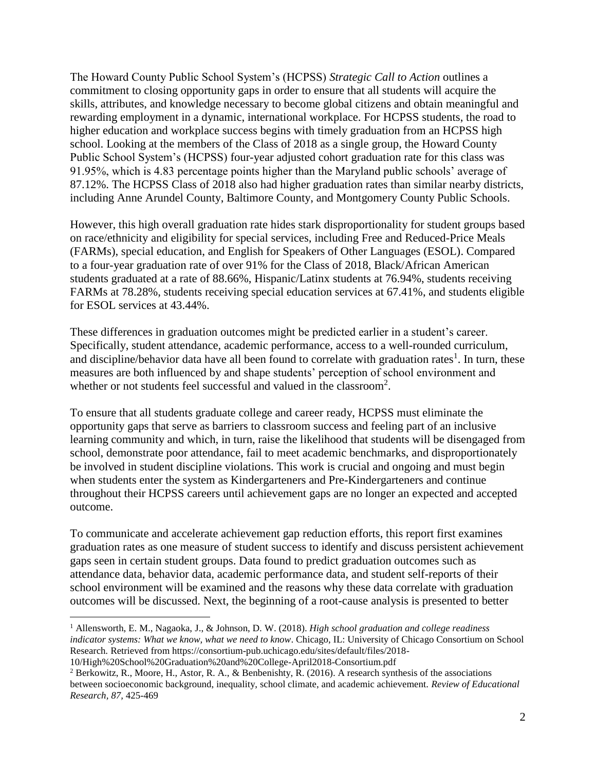The Howard County Public School System's (HCPSS) *Strategic Call to Action* outlines a commitment to closing opportunity gaps in order to ensure that all students will acquire the skills, attributes, and knowledge necessary to become global citizens and obtain meaningful and rewarding employment in a dynamic, international workplace. For HCPSS students, the road to higher education and workplace success begins with timely graduation from an HCPSS high school. Looking at the members of the Class of 2018 as a single group, the Howard County Public School System's (HCPSS) four-year adjusted cohort graduation rate for this class was 91.95%, which is 4.83 percentage points higher than the Maryland public schools' average of 87.12%. The HCPSS Class of 2018 also had higher graduation rates than similar nearby districts, including Anne Arundel County, Baltimore County, and Montgomery County Public Schools.

However, this high overall graduation rate hides stark disproportionality for student groups based on race/ethnicity and eligibility for special services, including Free and Reduced-Price Meals (FARMs), special education, and English for Speakers of Other Languages (ESOL). Compared to a four-year graduation rate of over 91% for the Class of 2018, Black/African American students graduated at a rate of 88.66%, Hispanic/Latinx students at 76.94%, students receiving FARMs at 78.28%, students receiving special education services at 67.41%, and students eligible for ESOL services at 43.44%.

These differences in graduation outcomes might be predicted earlier in a student's career. Specifically, student attendance, academic performance, access to a well-rounded curriculum, and discipline/behavior data have all been found to correlate with graduation rates[1]. In turn, these measures are both influenced by and shape students' perception of school environment and whether or not students feel successful and valued in the classroom[2].

To ensure that all students graduate college and career ready, HCPSS must eliminate the opportunity gaps that serve as barriers to classroom success and feeling part of an inclusive learning community and which, in turn, raise the likelihood that students will be disengaged from school, demonstrate poor attendance, fail to meet academic benchmarks, and disproportionately be involved in student discipline violations. This work is crucial and ongoing and must begin when students enter the system as Kindergarteners and Pre-Kindergarteners and continue throughout their HCPSS careers until achievement gaps are no longer an expected and accepted outcome.

To communicate and accelerate achievement gap reduction efforts, this report first examines graduation rates as one measure of student success to identify and discuss persistent achievement gaps seen in certain student groups. Data found to predict graduation outcomes such as attendance data, behavior data, academic performance data, and student self-reports of their school environment will be examined and the reasons why these data correlate with graduation outcomes will be discussed. Next, the beginning of a root-cause analysis is presented to better

---

[1] Allensworth, E. M., Nagaoka, J., & Johnson, D. W. (2018). *High school graduation and college readiness indicator systems: What we know, what we need to know*. Chicago, IL: University of Chicago Consortium on School Research. Retrieved from https://consortium-pub.uchicago.edu/sites/default/files/2018-10/High%20School%20Graduation%20and%20College-April2018-Consortium.pdf

[2] Berkowitz, R., Moore, H., Astor, R. A., & Benbenishty, R. (2016). A research synthesis of the associations between socioeconomic background, inequality, school climate, and academic achievement. *Review of Educational Research, 87*, 425-469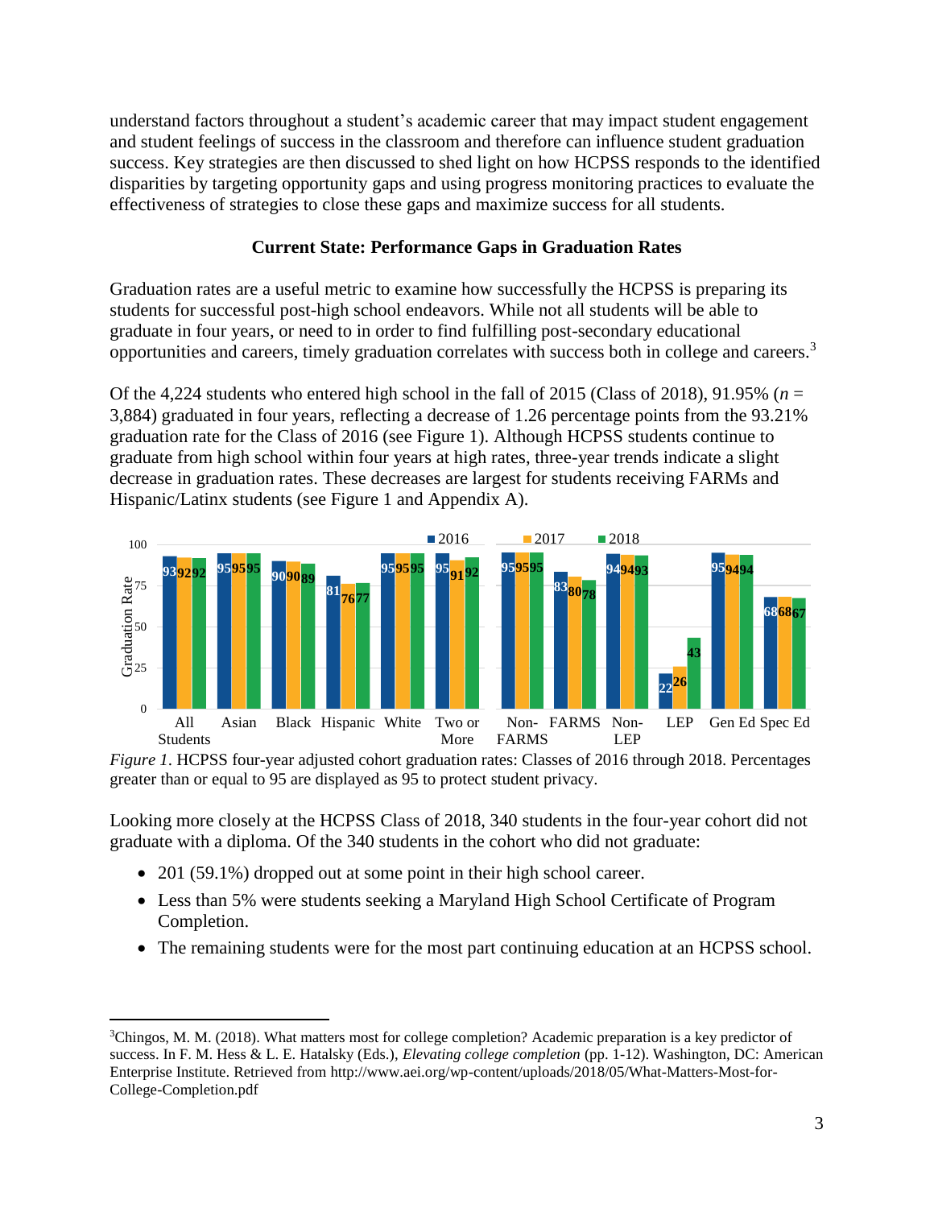understand factors throughout a student's academic career that may impact student engagement and student feelings of success in the classroom and therefore can influence student graduation success. Key strategies are then discussed to shed light on how HCPSS responds to the identified disparities by targeting opportunity gaps and using progress monitoring practices to evaluate the effectiveness of strategies to close these gaps and maximize success for all students.

### Current State: Performance Gaps in Graduation Rates

Graduation rates are a useful metric to examine how successfully the HCPSS is preparing its students for successful post-high school endeavors. While not all students will be able to graduate in four years, or need to in order to find fulfilling post-secondary educational opportunities and careers, timely graduation correlates with success both in college and careers.[3]

Of the 4,224 students who entered high school in the fall of 2015 (Class of 2018), 91.95% ($n$ = 3,884) graduated in four years, reflecting a decrease of 1.26 percentage points from the 93.21% graduation rate for the Class of 2016 (see Figure 1). Although HCPSS students continue to graduate from high school within four years at high rates, three-year trends indicate a slight decrease in graduation rates. These decreases are largest for students receiving FARMs and Hispanic/Latinx students (see Figure 1 and Appendix A).

| Group | 2016 | 2017 | 2018 |
|---|---|---|---|
| All Students | 93 | 92 | 92 |
| Asian | 95 | 95 | 95 |
| Black | 90 | 90 | 89 |
| Hispanic | 81 | 76 | 77 |
| White | 95 | 95 | 95 |
| Two or More | 95 | 91 | 92 |
| Non-FARMS | 95 | 95 | 95 |
| FARMS | 83 | 80 | 78 |
| Non-LEP | 94 | 94 | 93 |
| LEP | 22 | 26 | 43 |
| Gen Ed | 95 | 94 | 94 |
| Spec Ed | 68 | 68 | 67 |

*Figure 1*. HCPSS four-year adjusted cohort graduation rates: Classes of 2016 through 2018. Percentages greater than or equal to 95 are displayed as 95 to protect student privacy.

Looking more closely at the HCPSS Class of 2018, 340 students in the four-year cohort did not graduate with a diploma. Of the 340 students in the cohort who did not graduate:

- 201 (59.1%) dropped out at some point in their high school career.
- Less than 5% were students seeking a Maryland High School Certificate of Program Completion.
- The remaining students were for the most part continuing education at an HCPSS school.

[3] Chingos, M. M. (2018). What matters most for college completion? Academic preparation is a key predictor of success. In F. M. Hess & L. E. Hatalsky (Eds.), *Elevating college completion* (pp. 1-12). Washington, DC: American Enterprise Institute. Retrieved from http://www.aei.org/wp-content/uploads/2018/05/What-Matters-Most-for-College-Completion.pdf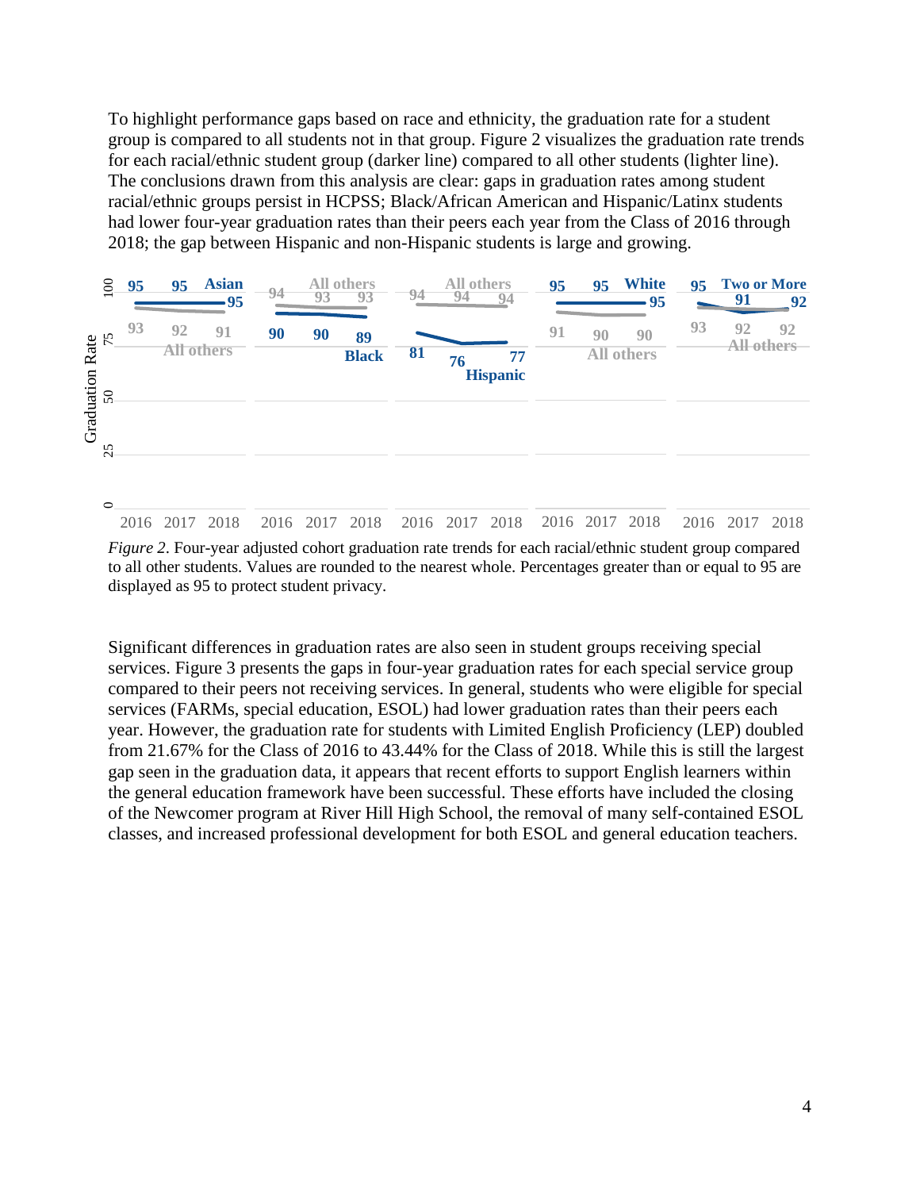To highlight performance gaps based on race and ethnicity, the graduation rate for a student group is compared to all students not in that group. Figure 2 visualizes the graduation rate trends for each racial/ethnic student group (darker line) compared to all other students (lighter line). The conclusions drawn from this analysis are clear: gaps in graduation rates among student racial/ethnic groups persist in HCPSS; Black/African American and Hispanic/Latinx students had lower four-year graduation rates than their peers each year from the Class of 2016 through 2018; the gap between Hispanic and non-Hispanic students is large and growing.

| Group | 2016 | 2017 | 2018 |
|---|---|---|---|
| Asian | 95 | 95 | 95 |
| All others | 93 | 92 | 91 |
| Black | 90 | 90 | 89 |
| All others | 94 | 93 | 93 |
| Hispanic | 81 | 76 | 77 |
| All others | 94 | 94 | 94 |
| White | 95 | 95 | 95 |
| All others | 91 | 90 | 90 |
| Two or More | 95 | 91 | 92 |
| All others | 93 | 92 | 92 |

*Figure 2*. Four-year adjusted cohort graduation rate trends for each racial/ethnic student group compared to all other students. Values are rounded to the nearest whole. Percentages greater than or equal to 95 are displayed as 95 to protect student privacy.

Significant differences in graduation rates are also seen in student groups receiving special services. Figure 3 presents the gaps in four-year graduation rates for each special service group compared to their peers not receiving services. In general, students who were eligible for special services (FARMs, special education, ESOL) had lower graduation rates than their peers each year. However, the graduation rate for students with Limited English Proficiency (LEP) doubled from 21.67% for the Class of 2016 to 43.44% for the Class of 2018. While this is still the largest gap seen in the graduation data, it appears that recent efforts to support English learners within the general education framework have been successful. These efforts have included the closing of the Newcomer program at River Hill High School, the removal of many self-contained ESOL classes, and increased professional development for both ESOL and general education teachers.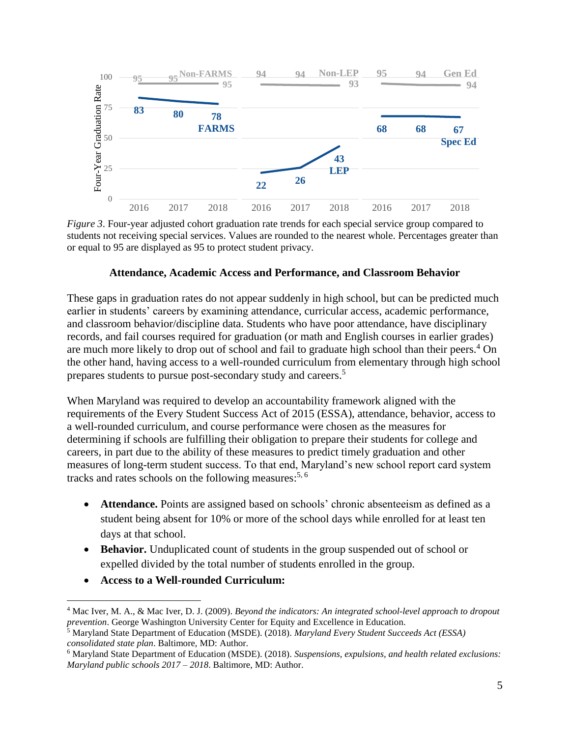*Figure 3*. Four-year adjusted cohort graduation rate trends for each special service group compared to students not receiving special services. Values are rounded to the nearest whole. Percentages greater than or equal to 95 are displayed as 95 to protect student privacy.

### Attendance, Academic Access and Performance, and Classroom Behavior

These gaps in graduation rates do not appear suddenly in high school, but can be predicted much earlier in students' careers by examining attendance, curricular access, academic performance, and classroom behavior/discipline data. Students who have poor attendance, have disciplinary records, and fail courses required for graduation (or math and English courses in earlier grades) are much more likely to drop out of school and fail to graduate high school than their peers.[4] On the other hand, having access to a well-rounded curriculum from elementary through high school prepares students to pursue post-secondary study and careers.[5]

When Maryland was required to develop an accountability framework aligned with the requirements of the Every Student Success Act of 2015 (ESSA), attendance, behavior, access to a well-rounded curriculum, and course performance were chosen as the measures for determining if schools are fulfilling their obligation to prepare their students for college and careers, in part due to the ability of these measures to predict timely graduation and other measures of long-term student success. To that end, Maryland's new school report card system tracks and rates schools on the following measures:[5, 6]

- **Attendance.** Points are assigned based on schools' chronic absenteeism as defined as a student being absent for 10% or more of the school days while enrolled for at least ten days at that school.
- **Behavior.** Unduplicated count of students in the group suspended out of school or expelled divided by the total number of students enrolled in the group.
- **Access to a Well-rounded Curriculum:**

---

[4] Mac Iver, M. A., & Mac Iver, D. J. (2009). *Beyond the indicators: An integrated school-level approach to dropout prevention*. George Washington University Center for Equity and Excellence in Education.

[5] Maryland State Department of Education (MSDE). (2018). *Maryland Every Student Succeeds Act (ESSA) consolidated state plan*. Baltimore, MD: Author.

[6] Maryland State Department of Education (MSDE). (2018). *Suspensions, expulsions, and health related exclusions: Maryland public schools 2017 – 2018*. Baltimore, MD: Author.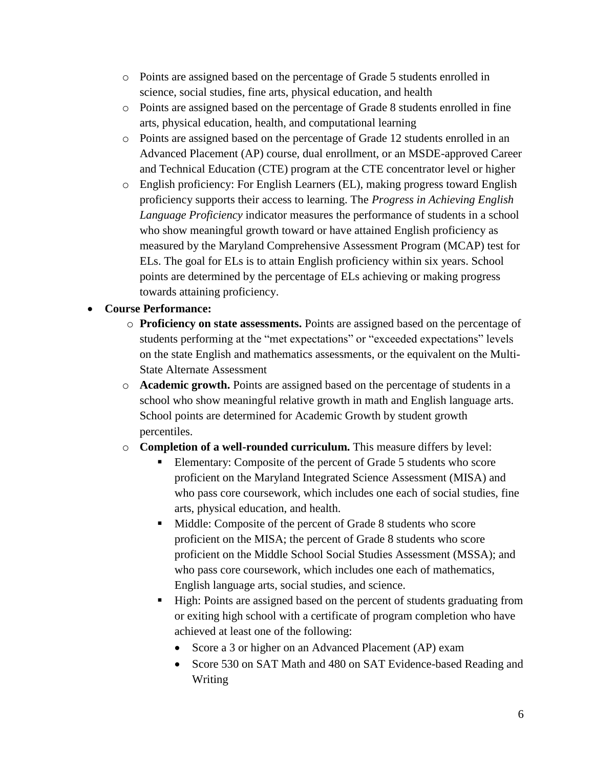- Points are assigned based on the percentage of Grade 5 students enrolled in science, social studies, fine arts, physical education, and health
  - Points are assigned based on the percentage of Grade 8 students enrolled in fine arts, physical education, health, and computational learning
  - Points are assigned based on the percentage of Grade 12 students enrolled in an Advanced Placement (AP) course, dual enrollment, or an MSDE-approved Career and Technical Education (CTE) program at the CTE concentrator level or higher
  - English proficiency: For English Learners (EL), making progress toward English proficiency supports their access to learning. The *Progress in Achieving English Language Proficiency* indicator measures the performance of students in a school who show meaningful growth toward or have attained English proficiency as measured by the Maryland Comprehensive Assessment Program (MCAP) test for ELs. The goal for ELs is to attain English proficiency within six years. School points are determined by the percentage of ELs achieving or making progress towards attaining proficiency.
- **Course Performance:**
  - **Proficiency on state assessments.** Points are assigned based on the percentage of students performing at the "met expectations" or "exceeded expectations" levels on the state English and mathematics assessments, or the equivalent on the Multi-State Alternate Assessment
  - **Academic growth.** Points are assigned based on the percentage of students in a school who show meaningful relative growth in math and English language arts. School points are determined for Academic Growth by student growth percentiles.
  - **Completion of a well-rounded curriculum.** This measure differs by level:
    - Elementary: Composite of the percent of Grade 5 students who score proficient on the Maryland Integrated Science Assessment (MISA) and who pass core coursework, which includes one each of social studies, fine arts, physical education, and health.
    - Middle: Composite of the percent of Grade 8 students who score proficient on the MISA; the percent of Grade 8 students who score proficient on the Middle School Social Studies Assessment (MSSA); and who pass core coursework, which includes one each of mathematics, English language arts, social studies, and science.
    - High: Points are assigned based on the percent of students graduating from or exiting high school with a certificate of program completion who have achieved at least one of the following:
      - Score a 3 or higher on an Advanced Placement (AP) exam
      - Score 530 on SAT Math and 480 on SAT Evidence-based Reading and Writing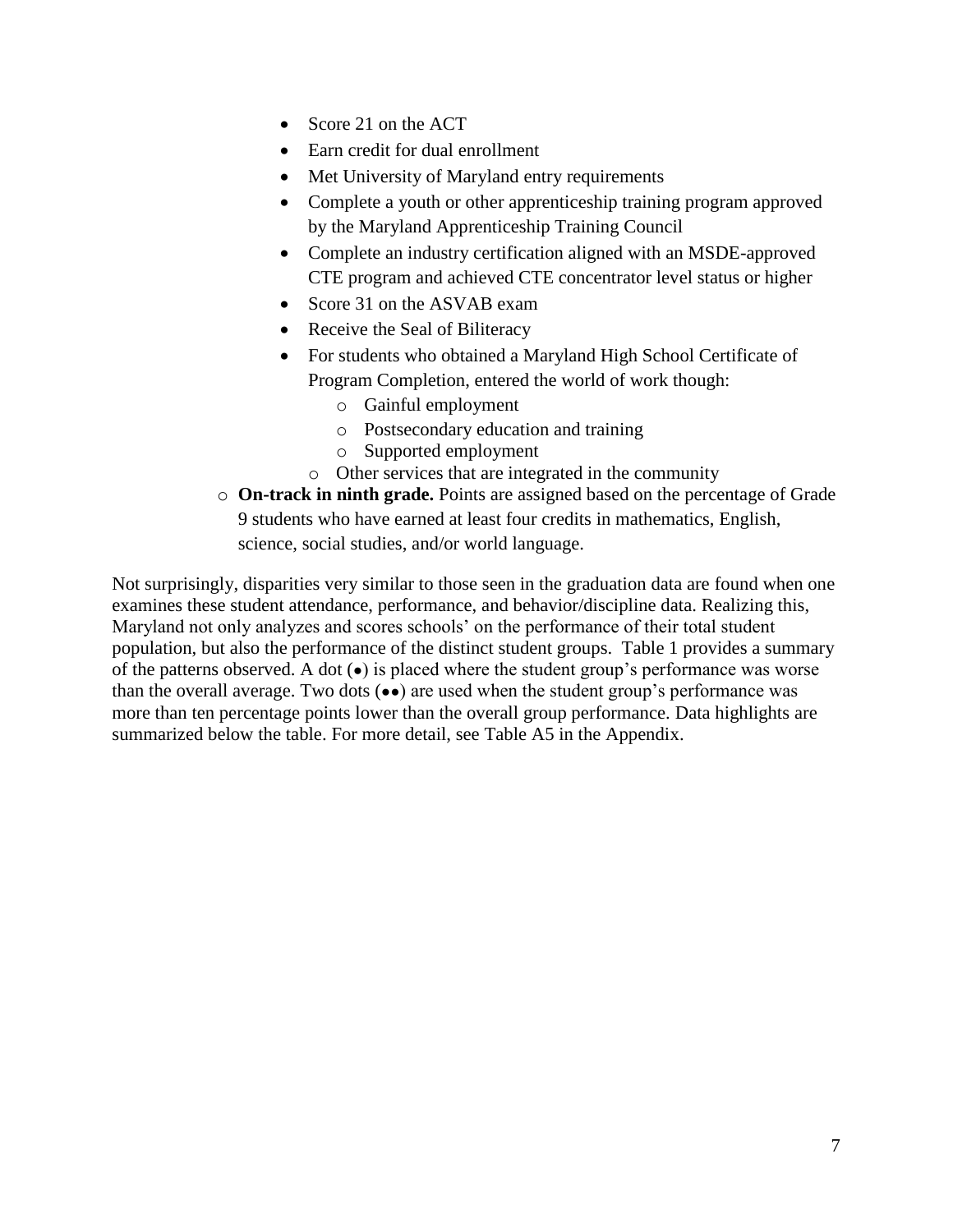- Score 21 on the ACT
- Earn credit for dual enrollment
- Met University of Maryland entry requirements
- Complete a youth or other apprenticeship training program approved by the Maryland Apprenticeship Training Council
- Complete an industry certification aligned with an MSDE-approved CTE program and achieved CTE concentrator level status or higher
- Score 31 on the ASVAB exam
- Receive the Seal of Biliteracy
- For students who obtained a Maryland High School Certificate of Program Completion, entered the world of work though:
    - Gainful employment
    - Postsecondary education and training
    - Supported employment
    - Other services that are integrated in the community

- **On-track in ninth grade.** Points are assigned based on the percentage of Grade 9 students who have earned at least four credits in mathematics, English, science, social studies, and/or world language.

Not surprisingly, disparities very similar to those seen in the graduation data are found when one examines these student attendance, performance, and behavior/discipline data. Realizing this, Maryland not only analyzes and scores schools' on the performance of their total student population, but also the performance of the distinct student groups. Table 1 provides a summary of the patterns observed. A dot (•) is placed where the student group's performance was worse than the overall average. Two dots (••) are used when the student group's performance was more than ten percentage points lower than the overall group performance. Data highlights are summarized below the table. For more detail, see Table A5 in the Appendix.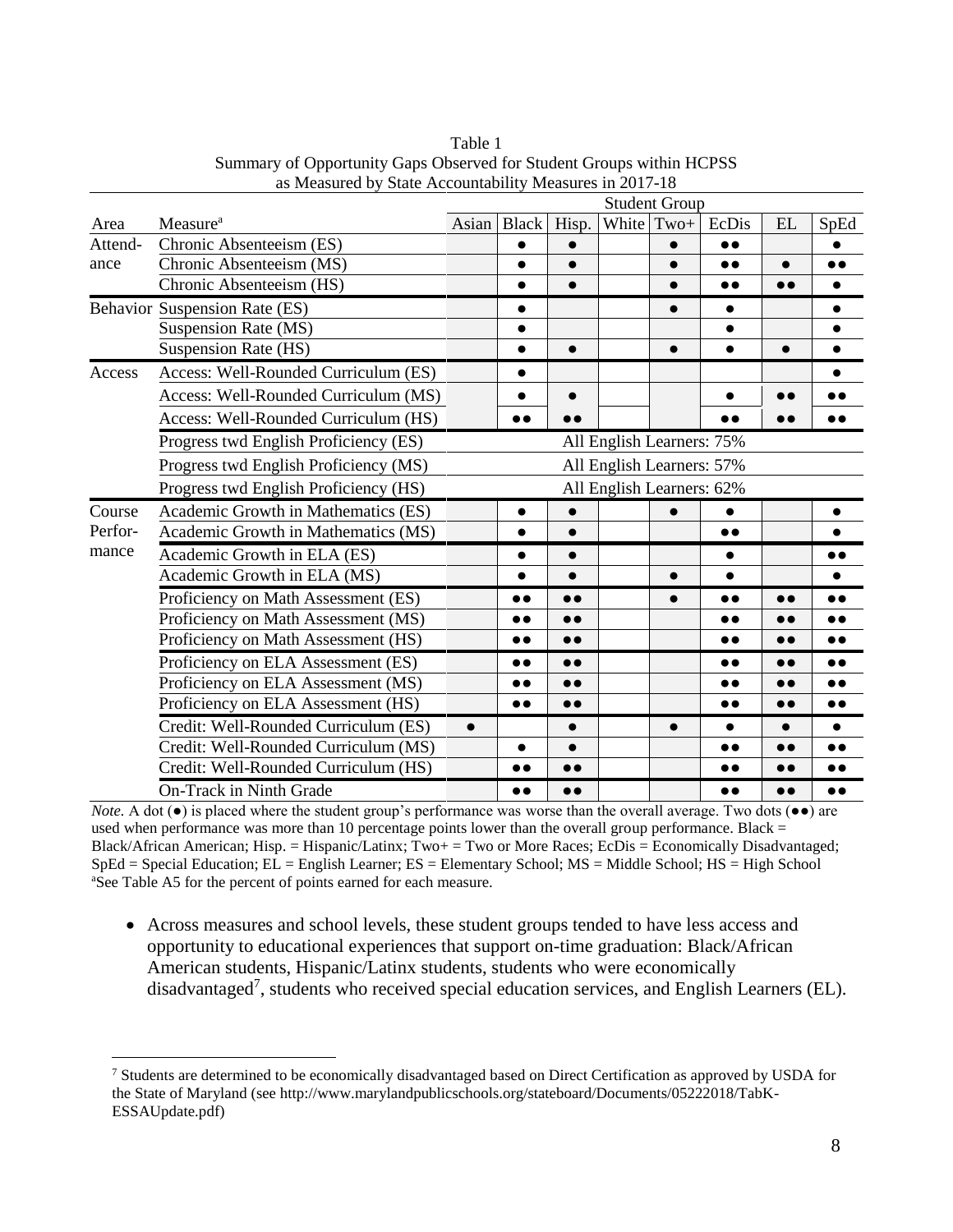Table 1
Summary of Opportunity Gaps Observed for Student Groups within HCPSS as Measured by State Accountability Measures in 2017-18

| Area | Measure[a] | Student Group | | | | | | | |
|---|---|---|---|---|---|---|---|---|---|
| | | Asian | Black | Hisp. | White | Two+ | EcDis | EL | SpEd |
| Attendance | Chronic Absenteeism (ES) | | ● | ● | | ● | ●● | | ● |
| | Chronic Absenteeism (MS) | | ● | ● | | ● | ●● | ● | ●● |
| | Chronic Absenteeism (HS) | | ● | ● | | ● | ●● | ●● | ● |
| Behavior | Suspension Rate (ES) | | ● | | | ● | ● | | ● |
| | Suspension Rate (MS) | | ● | | | | ● | | ● |
| | Suspension Rate (HS) | | ● | ● | | ● | ● | ● | ● |
| Access | Access: Well-Rounded Curriculum (ES) | | ● | | | | | | ● |
| | Access: Well-Rounded Curriculum (MS) | | ● | ● | | | ● | ●● | ●● |
| | Access: Well-Rounded Curriculum (HS) | | ●● | ●● | | | ●● | ●● | ●● |
| | Progress twd English Proficiency (ES) | All English Learners: 75% | | | | | | | |
| | Progress twd English Proficiency (MS) | All English Learners: 57% | | | | | | | |
| | Progress twd English Proficiency (HS) | All English Learners: 62% | | | | | | | |
| Course Performance | Academic Growth in Mathematics (ES) | | ● | ● | | ● | ● | | ● |
| | Academic Growth in Mathematics (MS) | | ● | ● | | | ●● | | ● |
| | Academic Growth in ELA (ES) | | ● | ● | | | ● | | ●● |
| | Academic Growth in ELA (MS) | | ● | ● | | ● | ● | | ● |
| | Proficiency on Math Assessment (ES) | | ●● | ●● | | ● | ●● | ●● | ●● |
| | Proficiency on Math Assessment (MS) | | ●● | ●● | | | ●● | ●● | ●● |
| | Proficiency on Math Assessment (HS) | | ●● | ●● | | | ●● | ●● | ●● |
| | Proficiency on ELA Assessment (ES) | | ●● | ●● | | | ●● | ●● | ●● |
| | Proficiency on ELA Assessment (MS) | | ●● | ●● | | | ●● | ●● | ●● |
| | Proficiency on ELA Assessment (HS) | | ●● | ●● | | | ●● | ●● | ●● |
| | Credit: Well-Rounded Curriculum (ES) | ● | | ● | | ● | ● | ● | ● |
| | Credit: Well-Rounded Curriculum (MS) | | ● | ● | | | ●● | ●● | ●● |
| | Credit: Well-Rounded Curriculum (HS) | | ●● | ●● | | | ●● | ●● | ●● |
| | On-Track in Ninth Grade | | ●● | ●● | | | ●● | ●● | ●● |

*Note.* A dot (●) is placed where the student group's performance was worse than the overall average. Two dots (●●) are used when performance was more than 10 percentage points lower than the overall group performance. Black = Black/African American; Hisp. = Hispanic/Latinx; Two+ = Two or More Races; EcDis = Economically Disadvantaged; SpEd = Special Education; EL = English Learner; ES = Elementary School; MS = Middle School; HS = High School
[a]See Table A5 for the percent of points earned for each measure.

- Across measures and school levels, these student groups tended to have less access and opportunity to educational experiences that support on-time graduation: Black/African American students, Hispanic/Latinx students, students who were economically disadvantaged[7], students who received special education services, and English Learners (EL).

[7] Students are determined to be economically disadvantaged based on Direct Certification as approved by USDA for the State of Maryland (see http://www.marylandpublicschools.org/stateboard/Documents/05222018/TabK-ESSAUpdate.pdf)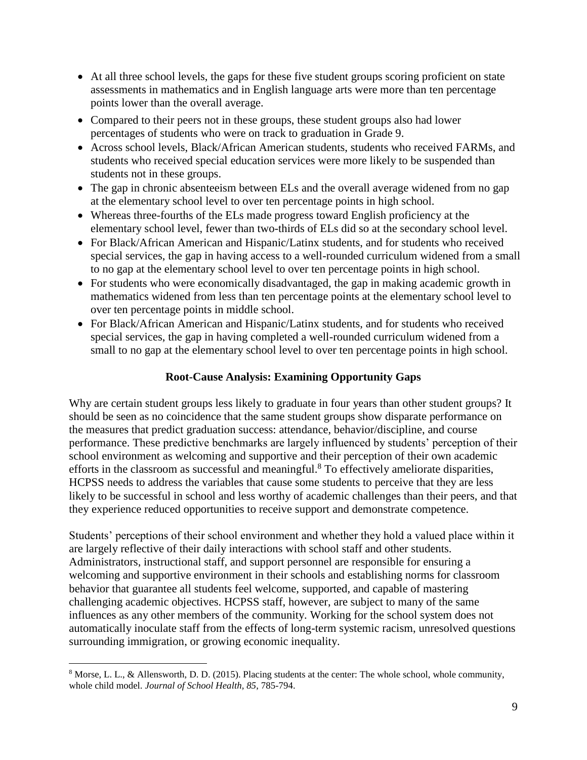- At all three school levels, the gaps for these five student groups scoring proficient on state assessments in mathematics and in English language arts were more than ten percentage points lower than the overall average.
- Compared to their peers not in these groups, these student groups also had lower percentages of students who were on track to graduation in Grade 9.
- Across school levels, Black/African American students, students who received FARMs, and students who received special education services were more likely to be suspended than students not in these groups.
- The gap in chronic absenteeism between ELs and the overall average widened from no gap at the elementary school level to over ten percentage points in high school.
- Whereas three-fourths of the ELs made progress toward English proficiency at the elementary school level, fewer than two-thirds of ELs did so at the secondary school level.
- For Black/African American and Hispanic/Latinx students, and for students who received special services, the gap in having access to a well-rounded curriculum widened from a small to no gap at the elementary school level to over ten percentage points in high school.
- For students who were economically disadvantaged, the gap in making academic growth in mathematics widened from less than ten percentage points at the elementary school level to over ten percentage points in middle school.
- For Black/African American and Hispanic/Latinx students, and for students who received special services, the gap in having completed a well-rounded curriculum widened from a small to no gap at the elementary school level to over ten percentage points in high school.

## Root-Cause Analysis: Examining Opportunity Gaps

Why are certain student groups less likely to graduate in four years than other student groups? It should be seen as no coincidence that the same student groups show disparate performance on the measures that predict graduation success: attendance, behavior/discipline, and course performance. These predictive benchmarks are largely influenced by students' perception of their school environment as welcoming and supportive and their perception of their own academic efforts in the classroom as successful and meaningful.[8] To effectively ameliorate disparities, HCPSS needs to address the variables that cause some students to perceive that they are less likely to be successful in school and less worthy of academic challenges than their peers, and that they experience reduced opportunities to receive support and demonstrate competence.

Students' perceptions of their school environment and whether they hold a valued place within it are largely reflective of their daily interactions with school staff and other students. Administrators, instructional staff, and support personnel are responsible for ensuring a welcoming and supportive environment in their schools and establishing norms for classroom behavior that guarantee all students feel welcome, supported, and capable of mastering challenging academic objectives. HCPSS staff, however, are subject to many of the same influences as any other members of the community. Working for the school system does not automatically inoculate staff from the effects of long-term systemic racism, unresolved questions surrounding immigration, or growing economic inequality.

[8] Morse, L. L., & Allensworth, D. D. (2015). Placing students at the center: The whole school, whole community, whole child model. *Journal of School Health, 85*, 785-794.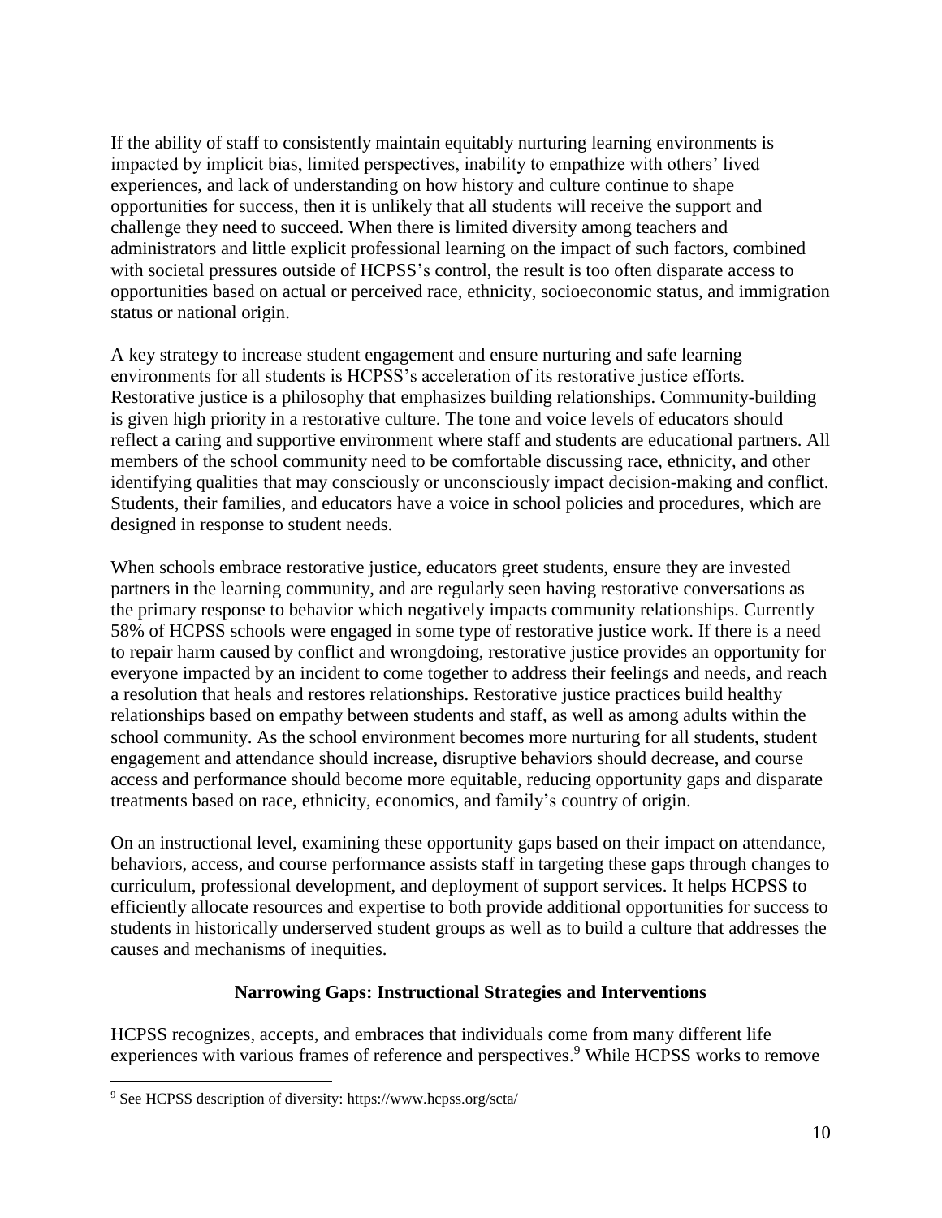If the ability of staff to consistently maintain equitably nurturing learning environments is impacted by implicit bias, limited perspectives, inability to empathize with others' lived experiences, and lack of understanding on how history and culture continue to shape opportunities for success, then it is unlikely that all students will receive the support and challenge they need to succeed. When there is limited diversity among teachers and administrators and little explicit professional learning on the impact of such factors, combined with societal pressures outside of HCPSS's control, the result is too often disparate access to opportunities based on actual or perceived race, ethnicity, socioeconomic status, and immigration status or national origin.

A key strategy to increase student engagement and ensure nurturing and safe learning environments for all students is HCPSS's acceleration of its restorative justice efforts. Restorative justice is a philosophy that emphasizes building relationships. Community-building is given high priority in a restorative culture. The tone and voice levels of educators should reflect a caring and supportive environment where staff and students are educational partners. All members of the school community need to be comfortable discussing race, ethnicity, and other identifying qualities that may consciously or unconsciously impact decision-making and conflict. Students, their families, and educators have a voice in school policies and procedures, which are designed in response to student needs.

When schools embrace restorative justice, educators greet students, ensure they are invested partners in the learning community, and are regularly seen having restorative conversations as the primary response to behavior which negatively impacts community relationships. Currently 58% of HCPSS schools were engaged in some type of restorative justice work. If there is a need to repair harm caused by conflict and wrongdoing, restorative justice provides an opportunity for everyone impacted by an incident to come together to address their feelings and needs, and reach a resolution that heals and restores relationships. Restorative justice practices build healthy relationships based on empathy between students and staff, as well as among adults within the school community. As the school environment becomes more nurturing for all students, student engagement and attendance should increase, disruptive behaviors should decrease, and course access and performance should become more equitable, reducing opportunity gaps and disparate treatments based on race, ethnicity, economics, and family's country of origin.

On an instructional level, examining these opportunity gaps based on their impact on attendance, behaviors, access, and course performance assists staff in targeting these gaps through changes to curriculum, professional development, and deployment of support services. It helps HCPSS to efficiently allocate resources and expertise to both provide additional opportunities for success to students in historically underserved student groups as well as to build a culture that addresses the causes and mechanisms of inequities.

## Narrowing Gaps: Instructional Strategies and Interventions

HCPSS recognizes, accepts, and embraces that individuals come from many different life experiences with various frames of reference and perspectives.[9] While HCPSS works to remove

[9] See HCPSS description of diversity: https://www.hcpss.org/scta/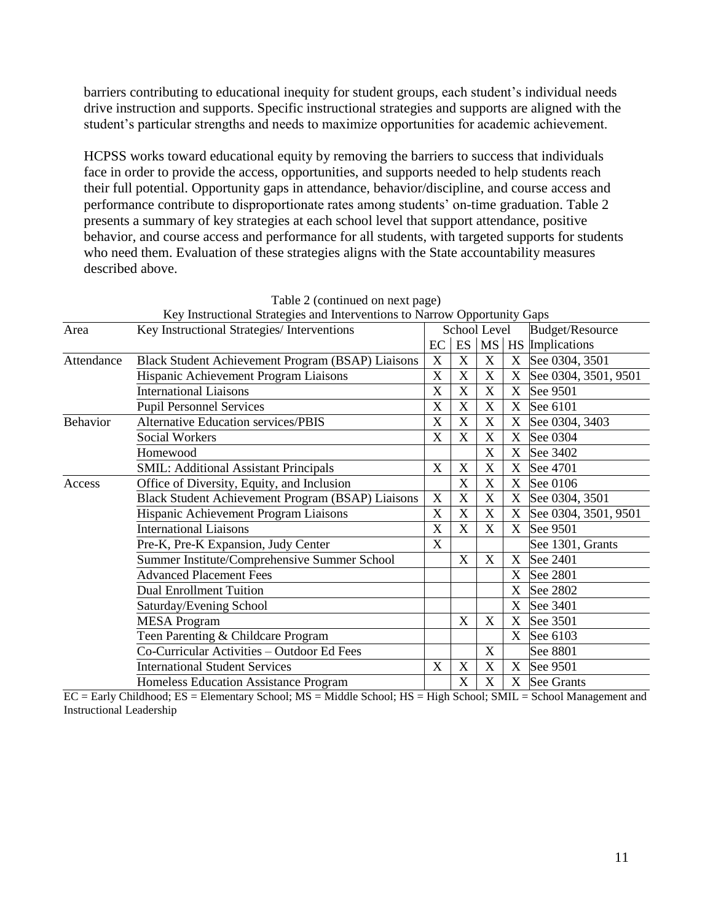barriers contributing to educational inequity for student groups, each student's individual needs drive instruction and supports. Specific instructional strategies and supports are aligned with the student's particular strengths and needs to maximize opportunities for academic achievement.

HCPSS works toward educational equity by removing the barriers to success that individuals face in order to provide the access, opportunities, and supports needed to help students reach their full potential. Opportunity gaps in attendance, behavior/discipline, and course access and performance contribute to disproportionate rates among students' on-time graduation. Table 2 presents a summary of key strategies at each school level that support attendance, positive behavior, and course access and performance for all students, with targeted supports for students who need them. Evaluation of these strategies aligns with the State accountability measures described above.

Table 2 (continued on next page)
Key Instructional Strategies and Interventions to Narrow Opportunity Gaps

| Area | Key Instructional Strategies/ Interventions | School Level | | | | Budget/Resource |
|---|---|---|---|---|---|---|
| | | EC | ES | MS | HS | Implications |
| Attendance | Black Student Achievement Program (BSAP) Liaisons | X | X | X | X | See 0304, 3501 |
| | Hispanic Achievement Program Liaisons | X | X | X | X | See 0304, 3501, 9501 |
| | International Liaisons | X | X | X | X | See 9501 |
| | Pupil Personnel Services | X | X | X | X | See 6101 |
| Behavior | Alternative Education services/PBIS | X | X | X | X | See 0304, 3403 |
| | Social Workers | X | X | X | X | See 0304 |
| | Homewood | | | X | X | See 3402 |
| | SMIL: Additional Assistant Principals | X | X | X | X | See 4701 |
| Access | Office of Diversity, Equity, and Inclusion | | X | X | X | See 0106 |
| | Black Student Achievement Program (BSAP) Liaisons | X | X | X | X | See 0304, 3501 |
| | Hispanic Achievement Program Liaisons | X | X | X | X | See 0304, 3501, 9501 |
| | International Liaisons | X | X | X | X | See 9501 |
| | Pre-K, Pre-K Expansion, Judy Center | X | | | | See 1301, Grants |
| | Summer Institute/Comprehensive Summer School | | X | X | X | See 2401 |
| | Advanced Placement Fees | | | | X | See 2801 |
| | Dual Enrollment Tuition | | | | X | See 2802 |
| | Saturday/Evening School | | | | X | See 3401 |
| | MESA Program | | X | X | X | See 3501 |
| | Teen Parenting & Childcare Program | | | | X | See 6103 |
| | Co-Curricular Activities – Outdoor Ed Fees | | | X | | See 8801 |
| | International Student Services | X | X | X | X | See 9501 |
| | Homeless Education Assistance Program | | X | X | X | See Grants |

EC = Early Childhood; ES = Elementary School; MS = Middle School; HS = High School; SMIL = School Management and Instructional Leadership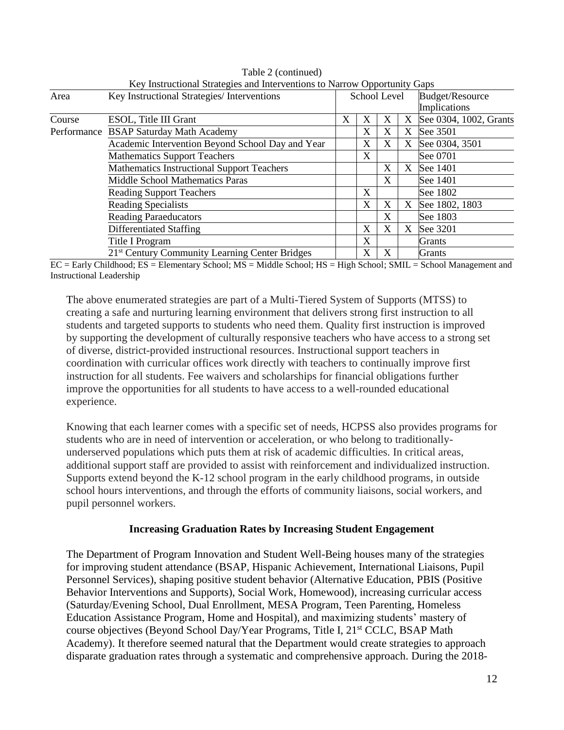Table 2 (continued)
Key Instructional Strategies and Interventions to Narrow Opportunity Gaps

| Area | Key Instructional Strategies/ Interventions | School Level | | | | Budget/Resource Implications |
|---|---|---|---|---|---|---|
| Course Performance | ESOL, Title III Grant | X | X | X | X | See 0304, 1002, Grants |
| | BSAP Saturday Math Academy | | X | X | X | See 3501 |
| | Academic Intervention Beyond School Day and Year | | X | X | X | See 0304, 3501 |
| | Mathematics Support Teachers | | X | | | See 0701 |
| | Mathematics Instructional Support Teachers | | | X | X | See 1401 |
| | Middle School Mathematics Paras | | | X | | See 1401 |
| | Reading Support Teachers | | X | | | See 1802 |
| | Reading Specialists | | X | X | X | See 1802, 1803 |
| | Reading Paraeducators | | | X | | See 1803 |
| | Differentiated Staffing | | X | X | X | See 3201 |
| | Title I Program | | X | | | Grants |
| | 21st Century Community Learning Center Bridges | | X | X | | Grants |

EC = Early Childhood; ES = Elementary School; MS = Middle School; HS = High School; SMIL = School Management and Instructional Leadership

The above enumerated strategies are part of a Multi-Tiered System of Supports (MTSS) to creating a safe and nurturing learning environment that delivers strong first instruction to all students and targeted supports to students who need them. Quality first instruction is improved by supporting the development of culturally responsive teachers who have access to a strong set of diverse, district-provided instructional resources. Instructional support teachers in coordination with curricular offices work directly with teachers to continually improve first instruction for all students. Fee waivers and scholarships for financial obligations further improve the opportunities for all students to have access to a well-rounded educational experience.

Knowing that each learner comes with a specific set of needs, HCPSS also provides programs for students who are in need of intervention or acceleration, or who belong to traditionally-underserved populations which puts them at risk of academic difficulties. In critical areas, additional support staff are provided to assist with reinforcement and individualized instruction. Supports extend beyond the K-12 school program in the early childhood programs, in outside school hours interventions, and through the efforts of community liaisons, social workers, and pupil personnel workers.

**Increasing Graduation Rates by Increasing Student Engagement**

The Department of Program Innovation and Student Well-Being houses many of the strategies for improving student attendance (BSAP, Hispanic Achievement, International Liaisons, Pupil Personnel Services), shaping positive student behavior (Alternative Education, PBIS (Positive Behavior Interventions and Supports), Social Work, Homewood), increasing curricular access (Saturday/Evening School, Dual Enrollment, MESA Program, Teen Parenting, Homeless Education Assistance Program, Home and Hospital), and maximizing students' mastery of course objectives (Beyond School Day/Year Programs, Title I, 21st CCLC, BSAP Math Academy). It therefore seemed natural that the Department would create strategies to approach disparate graduation rates through a systematic and comprehensive approach. During the 2018-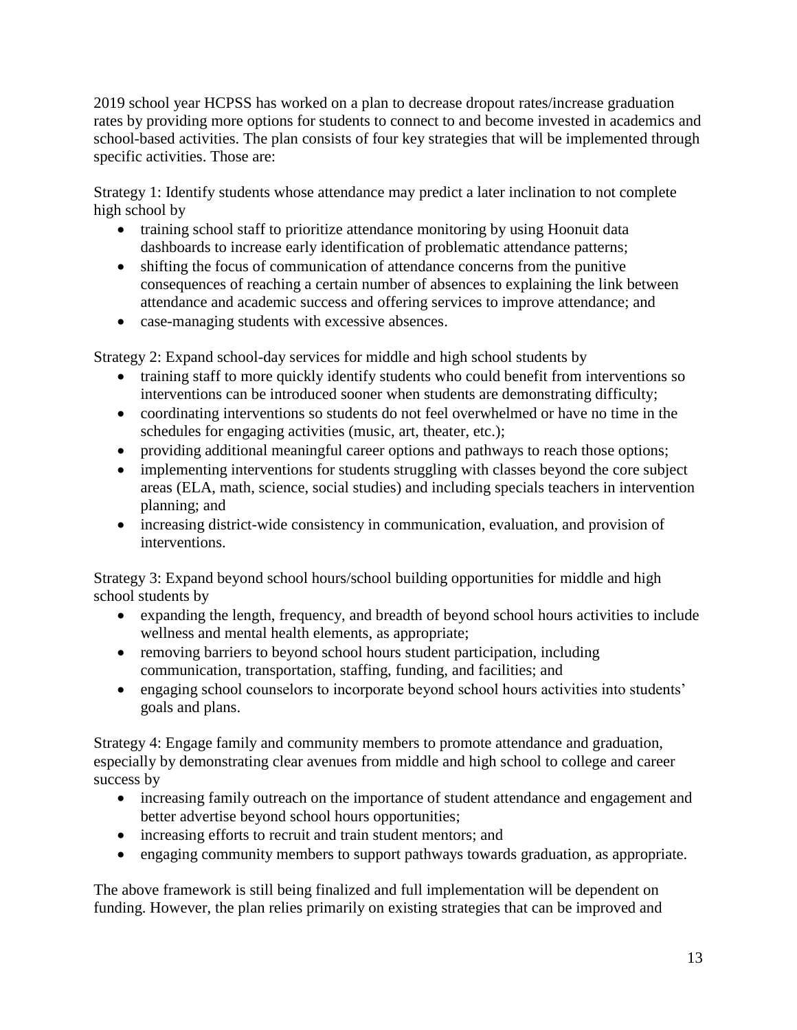2019 school year HCPSS has worked on a plan to decrease dropout rates/increase graduation rates by providing more options for students to connect to and become invested in academics and school-based activities. The plan consists of four key strategies that will be implemented through specific activities. Those are:

Strategy 1: Identify students whose attendance may predict a later inclination to not complete high school by

- training school staff to prioritize attendance monitoring by using Hoonuit data dashboards to increase early identification of problematic attendance patterns;
- shifting the focus of communication of attendance concerns from the punitive consequences of reaching a certain number of absences to explaining the link between attendance and academic success and offering services to improve attendance; and
- case-managing students with excessive absences.

Strategy 2: Expand school-day services for middle and high school students by

- training staff to more quickly identify students who could benefit from interventions so interventions can be introduced sooner when students are demonstrating difficulty;
- coordinating interventions so students do not feel overwhelmed or have no time in the schedules for engaging activities (music, art, theater, etc.);
- providing additional meaningful career options and pathways to reach those options;
- implementing interventions for students struggling with classes beyond the core subject areas (ELA, math, science, social studies) and including specials teachers in intervention planning; and
- increasing district-wide consistency in communication, evaluation, and provision of interventions.

Strategy 3: Expand beyond school hours/school building opportunities for middle and high school students by

- expanding the length, frequency, and breadth of beyond school hours activities to include wellness and mental health elements, as appropriate;
- removing barriers to beyond school hours student participation, including communication, transportation, staffing, funding, and facilities; and
- engaging school counselors to incorporate beyond school hours activities into students' goals and plans.

Strategy 4: Engage family and community members to promote attendance and graduation, especially by demonstrating clear avenues from middle and high school to college and career success by

- increasing family outreach on the importance of student attendance and engagement and better advertise beyond school hours opportunities;
- increasing efforts to recruit and train student mentors; and
- engaging community members to support pathways towards graduation, as appropriate.

The above framework is still being finalized and full implementation will be dependent on funding. However, the plan relies primarily on existing strategies that can be improved and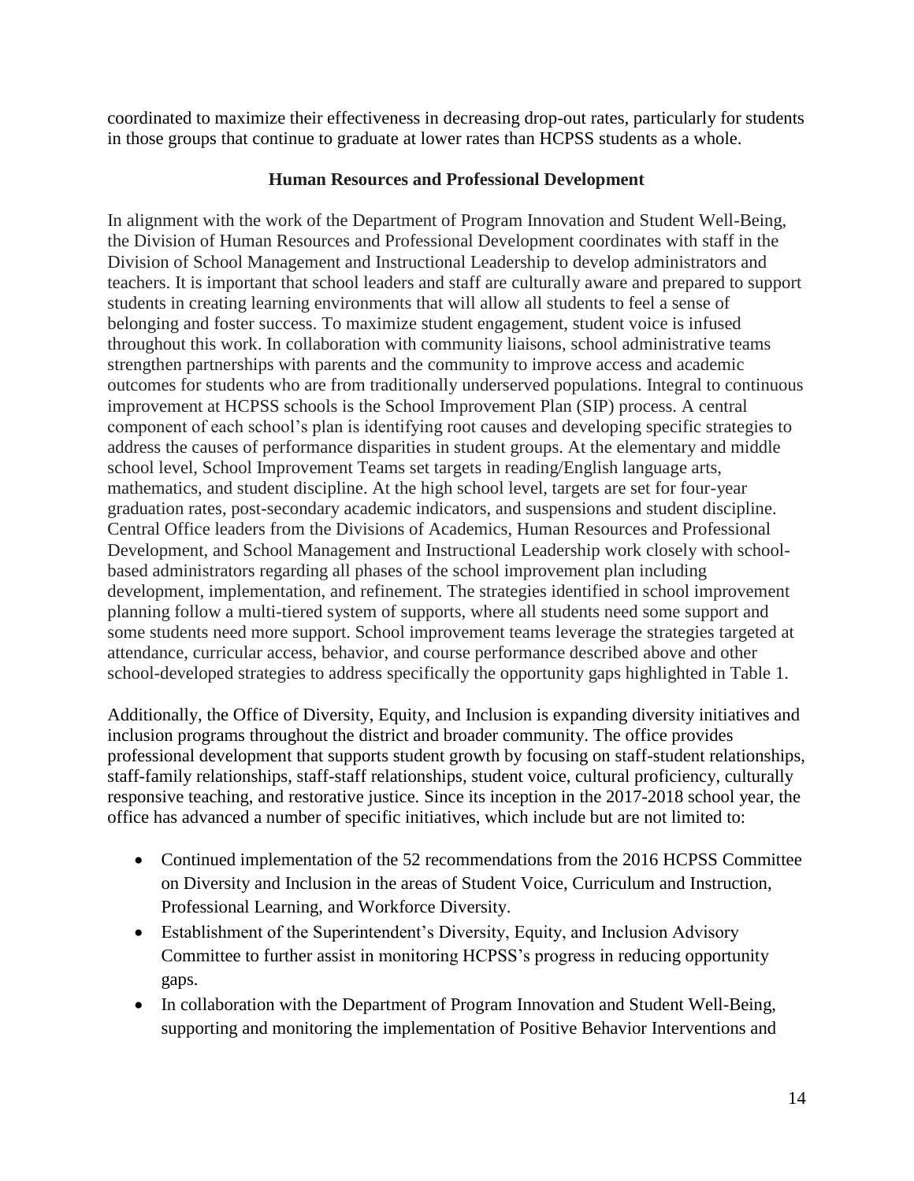coordinated to maximize their effectiveness in decreasing drop-out rates, particularly for students in those groups that continue to graduate at lower rates than HCPSS students as a whole.

## Human Resources and Professional Development

In alignment with the work of the Department of Program Innovation and Student Well-Being, the Division of Human Resources and Professional Development coordinates with staff in the Division of School Management and Instructional Leadership to develop administrators and teachers. It is important that school leaders and staff are culturally aware and prepared to support students in creating learning environments that will allow all students to feel a sense of belonging and foster success. To maximize student engagement, student voice is infused throughout this work. In collaboration with community liaisons, school administrative teams strengthen partnerships with parents and the community to improve access and academic outcomes for students who are from traditionally underserved populations. Integral to continuous improvement at HCPSS schools is the School Improvement Plan (SIP) process. A central component of each school's plan is identifying root causes and developing specific strategies to address the causes of performance disparities in student groups. At the elementary and middle school level, School Improvement Teams set targets in reading/English language arts, mathematics, and student discipline. At the high school level, targets are set for four-year graduation rates, post-secondary academic indicators, and suspensions and student discipline. Central Office leaders from the Divisions of Academics, Human Resources and Professional Development, and School Management and Instructional Leadership work closely with school-based administrators regarding all phases of the school improvement plan including development, implementation, and refinement. The strategies identified in school improvement planning follow a multi-tiered system of supports, where all students need some support and some students need more support. School improvement teams leverage the strategies targeted at attendance, curricular access, behavior, and course performance described above and other school-developed strategies to address specifically the opportunity gaps highlighted in Table 1.

Additionally, the Office of Diversity, Equity, and Inclusion is expanding diversity initiatives and inclusion programs throughout the district and broader community. The office provides professional development that supports student growth by focusing on staff-student relationships, staff-family relationships, staff-staff relationships, student voice, cultural proficiency, culturally responsive teaching, and restorative justice. Since its inception in the 2017-2018 school year, the office has advanced a number of specific initiatives, which include but are not limited to:

- Continued implementation of the 52 recommendations from the 2016 HCPSS Committee on Diversity and Inclusion in the areas of Student Voice, Curriculum and Instruction, Professional Learning, and Workforce Diversity.
- Establishment of the Superintendent's Diversity, Equity, and Inclusion Advisory Committee to further assist in monitoring HCPSS's progress in reducing opportunity gaps.
- In collaboration with the Department of Program Innovation and Student Well-Being, supporting and monitoring the implementation of Positive Behavior Interventions and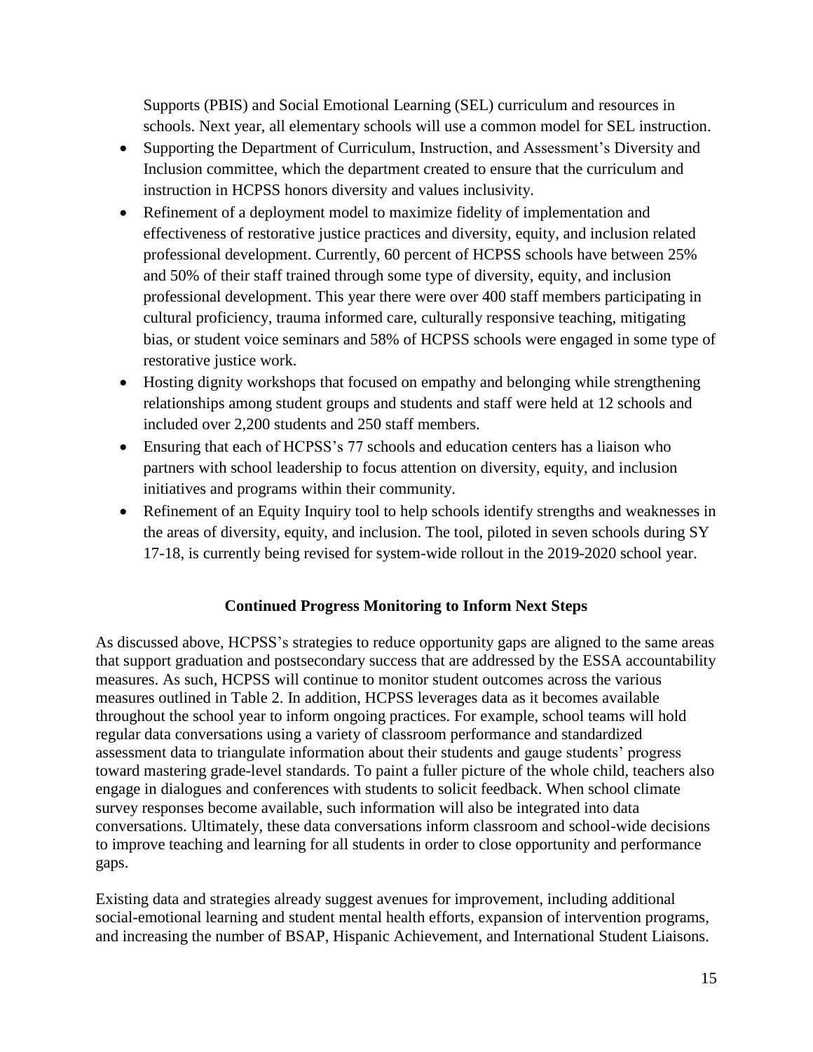Supports (PBIS) and Social Emotional Learning (SEL) curriculum and resources in schools. Next year, all elementary schools will use a common model for SEL instruction.

- Supporting the Department of Curriculum, Instruction, and Assessment's Diversity and Inclusion committee, which the department created to ensure that the curriculum and instruction in HCPSS honors diversity and values inclusivity.
- Refinement of a deployment model to maximize fidelity of implementation and effectiveness of restorative justice practices and diversity, equity, and inclusion related professional development. Currently, 60 percent of HCPSS schools have between 25% and 50% of their staff trained through some type of diversity, equity, and inclusion professional development. This year there were over 400 staff members participating in cultural proficiency, trauma informed care, culturally responsive teaching, mitigating bias, or student voice seminars and 58% of HCPSS schools were engaged in some type of restorative justice work.
- Hosting dignity workshops that focused on empathy and belonging while strengthening relationships among student groups and students and staff were held at 12 schools and included over 2,200 students and 250 staff members.
- Ensuring that each of HCPSS's 77 schools and education centers has a liaison who partners with school leadership to focus attention on diversity, equity, and inclusion initiatives and programs within their community.
- Refinement of an Equity Inquiry tool to help schools identify strengths and weaknesses in the areas of diversity, equity, and inclusion. The tool, piloted in seven schools during SY 17-18, is currently being revised for system-wide rollout in the 2019-2020 school year.

## Continued Progress Monitoring to Inform Next Steps

As discussed above, HCPSS's strategies to reduce opportunity gaps are aligned to the same areas that support graduation and postsecondary success that are addressed by the ESSA accountability measures. As such, HCPSS will continue to monitor student outcomes across the various measures outlined in Table 2. In addition, HCPSS leverages data as it becomes available throughout the school year to inform ongoing practices. For example, school teams will hold regular data conversations using a variety of classroom performance and standardized assessment data to triangulate information about their students and gauge students' progress toward mastering grade-level standards. To paint a fuller picture of the whole child, teachers also engage in dialogues and conferences with students to solicit feedback. When school climate survey responses become available, such information will also be integrated into data conversations. Ultimately, these data conversations inform classroom and school-wide decisions to improve teaching and learning for all students in order to close opportunity and performance gaps.

Existing data and strategies already suggest avenues for improvement, including additional social-emotional learning and student mental health efforts, expansion of intervention programs, and increasing the number of BSAP, Hispanic Achievement, and International Student Liaisons.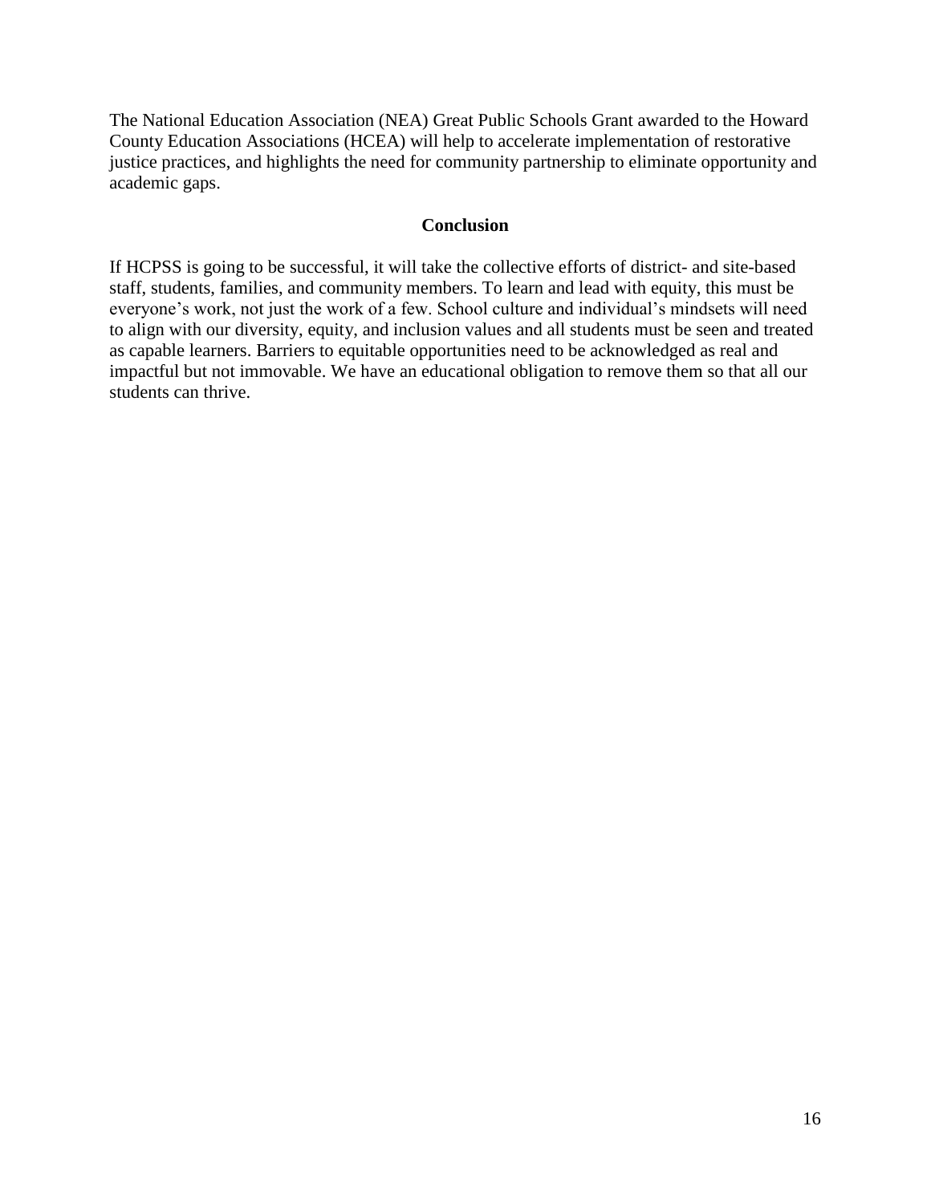The National Education Association (NEA) Great Public Schools Grant awarded to the Howard County Education Associations (HCEA) will help to accelerate implementation of restorative justice practices, and highlights the need for community partnership to eliminate opportunity and academic gaps.

## Conclusion

If HCPSS is going to be successful, it will take the collective efforts of district- and site-based staff, students, families, and community members. To learn and lead with equity, this must be everyone's work, not just the work of a few. School culture and individual's mindsets will need to align with our diversity, equity, and inclusion values and all students must be seen and treated as capable learners. Barriers to equitable opportunities need to be acknowledged as real and impactful but not immovable. We have an educational obligation to remove them so that all our students can thrive.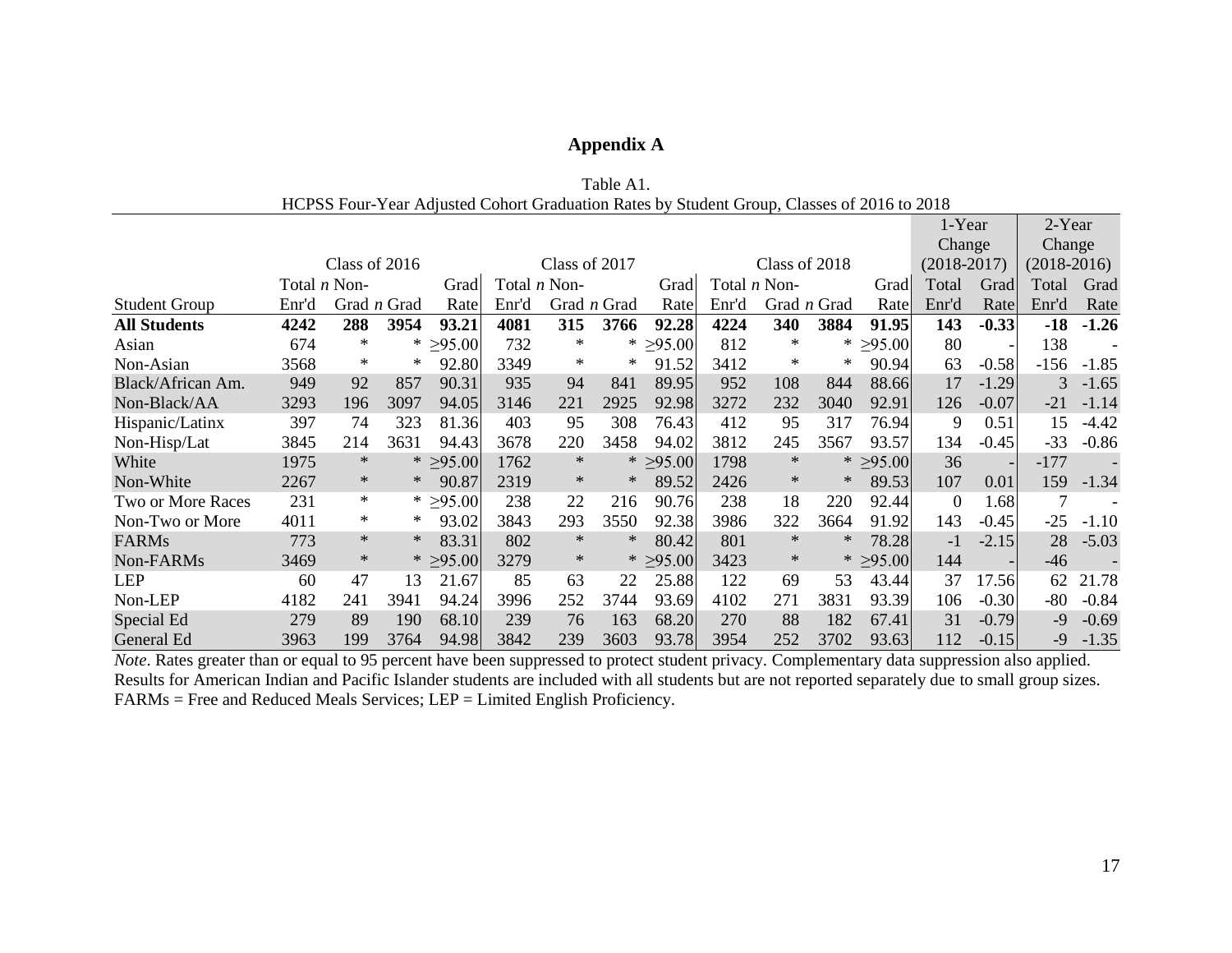# Appendix A

Table A1.
HCPSS Four-Year Adjusted Cohort Graduation Rates by Student Group, Classes of 2016 to 2018

| | Class of 2016 | | | | Class of 2017 | | | | Class of 2018 | | | | 1-Year Change (2018-2017) | | 2-Year Change (2018-2016) | |
|---|---|---|---|---|---|---|---|---|---|---|---|---|---|---|---|---|
| Student Group | Total Enr'd | *n* Non-Grad | *n* Grad | Grad Rate | Total Enr'd | *n* Non-Grad | *n* Grad | Grad Rate | Total Enr'd | *n* Non-Grad | *n* Grad | Grad Rate | Total Enr'd | Grad Rate | Total Enr'd | Grad Rate |
| **All Students** | **4242** | **288** | **3954** | **93.21** | **4081** | **315** | **3766** | **92.28** | **4224** | **340** | **3884** | **91.95** | **143** | **-0.33** | **-18** | **-1.26** |
| Asian | 674 | * | * | ≥95.00 | 732 | * | * | ≥95.00 | 812 | * | * | ≥95.00 | 80 | - | 138 | - |
| Non-Asian | 3568 | * | * | 92.80 | 3349 | * | * | 91.52 | 3412 | * | * | 90.94 | 63 | -0.58 | -156 | -1.85 |
| Black/African Am. | 949 | 92 | 857 | 90.31 | 935 | 94 | 841 | 89.95 | 952 | 108 | 844 | 88.66 | 17 | -1.29 | 3 | -1.65 |
| Non-Black/AA | 3293 | 196 | 3097 | 94.05 | 3146 | 221 | 2925 | 92.98 | 3272 | 232 | 3040 | 92.91 | 126 | -0.07 | -21 | -1.14 |
| Hispanic/Latinx | 397 | 74 | 323 | 81.36 | 403 | 95 | 308 | 76.43 | 412 | 95 | 317 | 76.94 | 9 | 0.51 | 15 | -4.42 |
| Non-Hisp/Lat | 3845 | 214 | 3631 | 94.43 | 3678 | 220 | 3458 | 94.02 | 3812 | 245 | 3567 | 93.57 | 134 | -0.45 | -33 | -0.86 |
| White | 1975 | * | * | ≥95.00 | 1762 | * | * | ≥95.00 | 1798 | * | * | ≥95.00 | 36 | - | -177 | - |
| Non-White | 2267 | * | * | 90.87 | 2319 | * | * | 89.52 | 2426 | * | * | 89.53 | 107 | 0.01 | 159 | -1.34 |
| Two or More Races | 231 | * | * | ≥95.00 | 238 | 22 | 216 | 90.76 | 238 | 18 | 220 | 92.44 | 0 | 1.68 | 7 | - |
| Non-Two or More | 4011 | * | * | 93.02 | 3843 | 293 | 3550 | 92.38 | 3986 | 322 | 3664 | 91.92 | 143 | -0.45 | -25 | -1.10 |
| FARMs | 773 | * | * | 83.31 | 802 | * | * | 80.42 | 801 | * | * | 78.28 | -1 | -2.15 | 28 | -5.03 |
| Non-FARMs | 3469 | * | * | ≥95.00 | 3279 | * | * | ≥95.00 | 3423 | * | * | ≥95.00 | 144 | - | -46 | - |
| LEP | 60 | 47 | 13 | 21.67 | 85 | 63 | 22 | 25.88 | 122 | 69 | 53 | 43.44 | 37 | 17.56 | 62 | 21.78 |
| Non-LEP | 4182 | 241 | 3941 | 94.24 | 3996 | 252 | 3744 | 93.69 | 4102 | 271 | 3831 | 93.39 | 106 | -0.30 | -80 | -0.84 |
| Special Ed | 279 | 89 | 190 | 68.10 | 239 | 76 | 163 | 68.20 | 270 | 88 | 182 | 67.41 | 31 | -0.79 | -9 | -0.69 |
| General Ed | 3963 | 199 | 3764 | 94.98 | 3842 | 239 | 3603 | 93.78 | 3954 | 252 | 3702 | 93.63 | 112 | -0.15 | -9 | -1.35 |

*Note*. Rates greater than or equal to 95 percent have been suppressed to protect student privacy. Complementary data suppression also applied. Results for American Indian and Pacific Islander students are included with all students but are not reported separately due to small group sizes. FARMs = Free and Reduced Meals Services; LEP = Limited English Proficiency.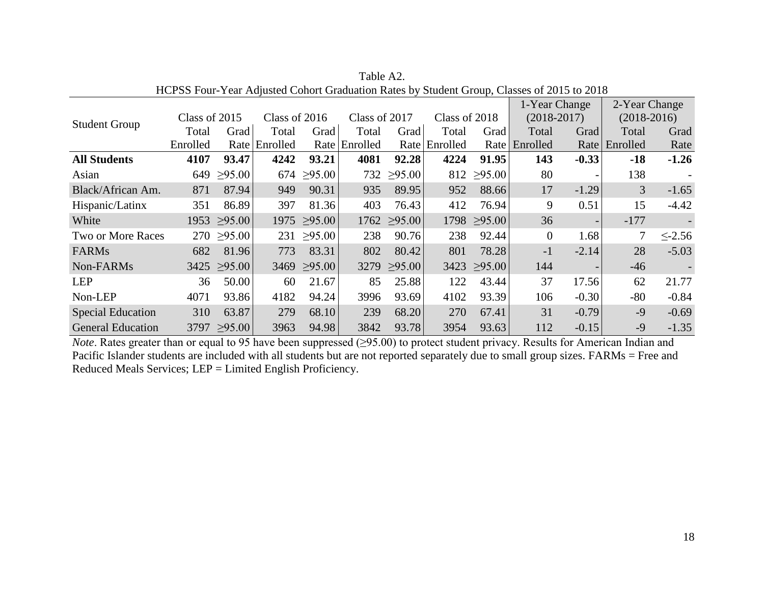Table A2.
HCPSS Four-Year Adjusted Cohort Graduation Rates by Student Group, Classes of 2015 to 2018

| Student Group | Class of 2015 | | Class of 2016 | | Class of 2017 | | Class of 2018 | | 1-Year Change (2018-2017) | | 2-Year Change (2018-2016) | |
|---|---|---|---|---|---|---|---|---|---|---|---|---|
| | Total Enrolled | Grad Rate | Total Enrolled | Grad Rate | Total Enrolled | Grad Rate | Total Enrolled | Grad Rate | Total Enrolled | Grad Rate | Total Enrolled | Grad Rate |
| **All Students** | **4107** | **93.47** | **4242** | **93.21** | **4081** | **92.28** | **4224** | **91.95** | **143** | **-0.33** | **-18** | **-1.26** |
| Asian | 649 | ≥95.00 | 674 | ≥95.00 | 732 | ≥95.00 | 812 | ≥95.00 | 80 | - | 138 | - |
| Black/African Am. | 871 | 87.94 | 949 | 90.31 | 935 | 89.95 | 952 | 88.66 | 17 | -1.29 | 3 | -1.65 |
| Hispanic/Latinx | 351 | 86.89 | 397 | 81.36 | 403 | 76.43 | 412 | 76.94 | 9 | 0.51 | 15 | -4.42 |
| White | 1953 | ≥95.00 | 1975 | ≥95.00 | 1762 | ≥95.00 | 1798 | ≥95.00 | 36 | - | -177 | - |
| Two or More Races | 270 | ≥95.00 | 231 | ≥95.00 | 238 | 90.76 | 238 | 92.44 | 0 | 1.68 | 7 | ≤-2.56 |
| FARMs | 682 | 81.96 | 773 | 83.31 | 802 | 80.42 | 801 | 78.28 | -1 | -2.14 | 28 | -5.03 |
| Non-FARMs | 3425 | ≥95.00 | 3469 | ≥95.00 | 3279 | ≥95.00 | 3423 | ≥95.00 | 144 | - | -46 | - |
| LEP | 36 | 50.00 | 60 | 21.67 | 85 | 25.88 | 122 | 43.44 | 37 | 17.56 | 62 | 21.77 |
| Non-LEP | 4071 | 93.86 | 4182 | 94.24 | 3996 | 93.69 | 4102 | 93.39 | 106 | -0.30 | -80 | -0.84 |
| Special Education | 310 | 63.87 | 279 | 68.10 | 239 | 68.20 | 270 | 67.41 | 31 | -0.79 | -9 | -0.69 |
| General Education | 3797 | ≥95.00 | 3963 | 94.98 | 3842 | 93.78 | 3954 | 93.63 | 112 | -0.15 | -9 | -1.35 |

*Note*. Rates greater than or equal to 95 have been suppressed (≥95.00) to protect student privacy. Results for American Indian and Pacific Islander students are included with all students but are not reported separately due to small group sizes. FARMs = Free and Reduced Meals Services; LEP = Limited English Proficiency.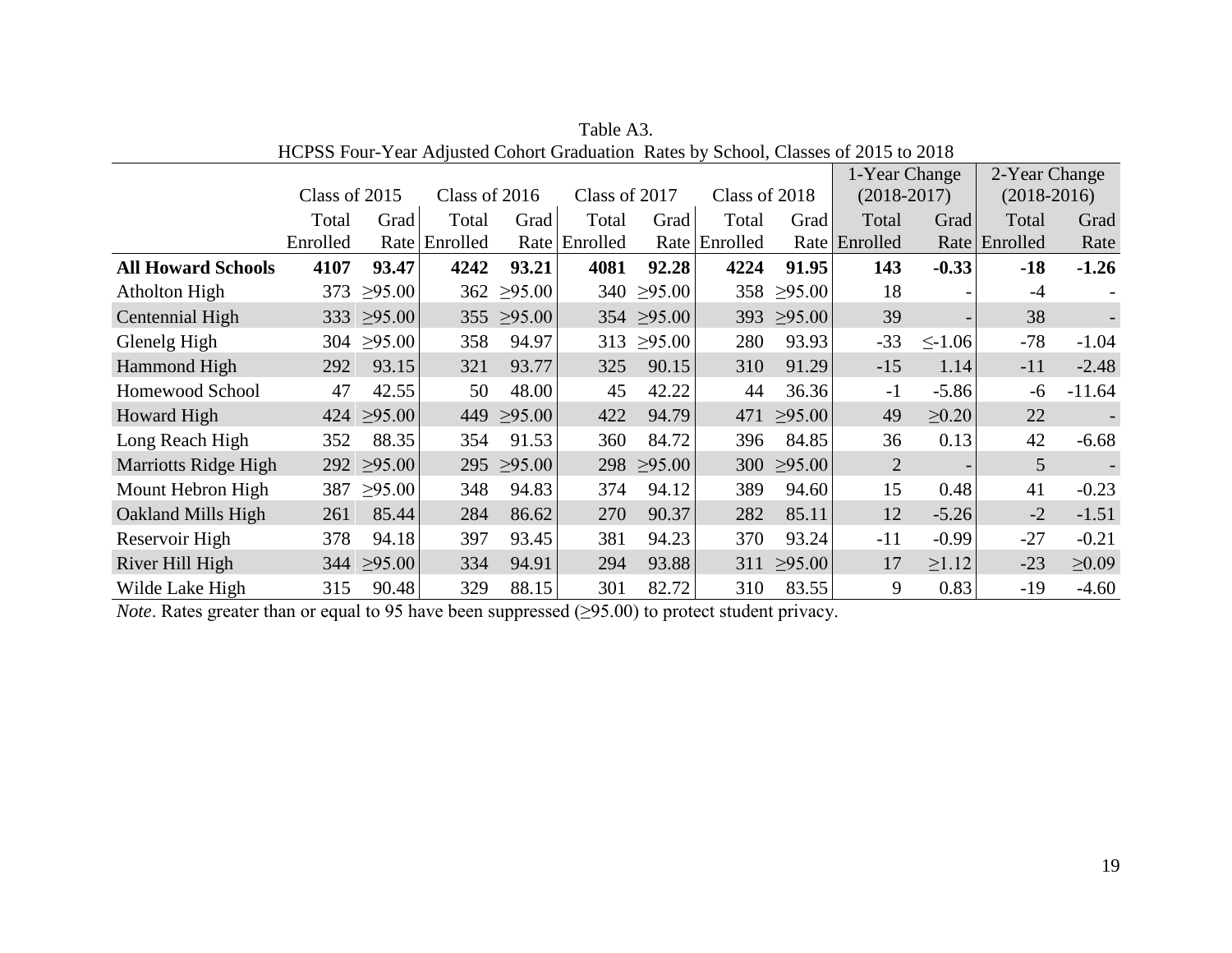Table A3.
HCPSS Four-Year Adjusted Cohort Graduation Rates by School, Classes of 2015 to 2018

| | Class of 2015 | | Class of 2016 | | Class of 2017 | | Class of 2018 | | 1-Year Change (2018-2017) | | 2-Year Change (2018-2016) | |
|---|---|---|---|---|---|---|---|---|---|---|---|---|
| | Total Enrolled | Grad Rate | Total Enrolled | Grad Rate | Total Enrolled | Grad Rate | Total Enrolled | Grad Rate | Total Enrolled | Grad Rate | Total Enrolled | Grad Rate |
| **All Howard Schools** | **4107** | **93.47** | **4242** | **93.21** | **4081** | **92.28** | **4224** | **91.95** | **143** | **-0.33** | **-18** | **-1.26** |
| Atholton High | 373 | ≥95.00 | 362 | ≥95.00 | 340 | ≥95.00 | 358 | ≥95.00 | 18 | - | -4 | - |
| Centennial High | 333 | ≥95.00 | 355 | ≥95.00 | 354 | ≥95.00 | 393 | ≥95.00 | 39 | - | 38 | - |
| Glenelg High | 304 | ≥95.00 | 358 | 94.97 | 313 | ≥95.00 | 280 | 93.93 | -33 | ≤-1.06 | -78 | -1.04 |
| Hammond High | 292 | 93.15 | 321 | 93.77 | 325 | 90.15 | 310 | 91.29 | -15 | 1.14 | -11 | -2.48 |
| Homewood School | 47 | 42.55 | 50 | 48.00 | 45 | 42.22 | 44 | 36.36 | -1 | -5.86 | -6 | -11.64 |
| Howard High | 424 | ≥95.00 | 449 | ≥95.00 | 422 | 94.79 | 471 | ≥95.00 | 49 | ≥0.20 | 22 | - |
| Long Reach High | 352 | 88.35 | 354 | 91.53 | 360 | 84.72 | 396 | 84.85 | 36 | 0.13 | 42 | -6.68 |
| Marriotts Ridge High | 292 | ≥95.00 | 295 | ≥95.00 | 298 | ≥95.00 | 300 | ≥95.00 | 2 | - | 5 | - |
| Mount Hebron High | 387 | ≥95.00 | 348 | 94.83 | 374 | 94.12 | 389 | 94.60 | 15 | 0.48 | 41 | -0.23 |
| Oakland Mills High | 261 | 85.44 | 284 | 86.62 | 270 | 90.37 | 282 | 85.11 | 12 | -5.26 | -2 | -1.51 |
| Reservoir High | 378 | 94.18 | 397 | 93.45 | 381 | 94.23 | 370 | 93.24 | -11 | -0.99 | -27 | -0.21 |
| River Hill High | 344 | ≥95.00 | 334 | 94.91 | 294 | 93.88 | 311 | ≥95.00 | 17 | ≥1.12 | -23 | ≥0.09 |
| Wilde Lake High | 315 | 90.48 | 329 | 88.15 | 301 | 82.72 | 310 | 83.55 | 9 | 0.83 | -19 | -4.60 |

*Note*. Rates greater than or equal to 95 have been suppressed (≥95.00) to protect student privacy.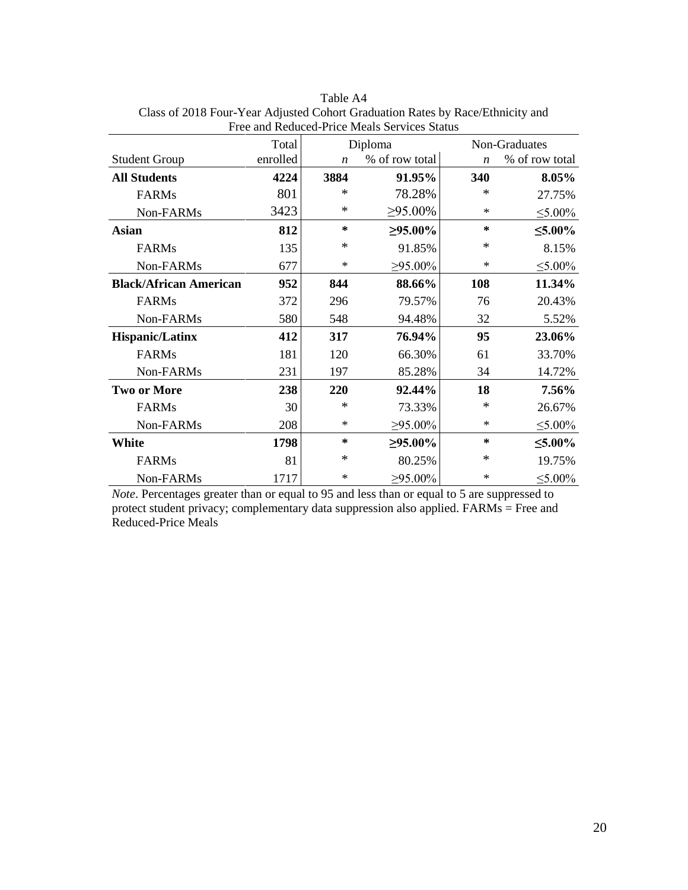Table A4
Class of 2018 Four-Year Adjusted Cohort Graduation Rates by Race/Ethnicity and Free and Reduced-Price Meals Services Status

| | Total | Diploma | | Non-Graduates | |
|---|---|---|---|---|---|
| Student Group | enrolled | *n* | % of row total | *n* | % of row total |
| **All Students** | **4224** | **3884** | **91.95%** | **340** | **8.05%** |
| FARMs | 801 | * | 78.28% | * | 27.75% |
| Non-FARMs | 3423 | * | ≥95.00% | * | ≤5.00% |
| **Asian** | **812** | ***** | **≥95.00%** | ***** | **≤5.00%** |
| FARMs | 135 | * | 91.85% | * | 8.15% |
| Non-FARMs | 677 | * | ≥95.00% | * | ≤5.00% |
| **Black/African American** | **952** | **844** | **88.66%** | **108** | **11.34%** |
| FARMs | 372 | 296 | 79.57% | 76 | 20.43% |
| Non-FARMs | 580 | 548 | 94.48% | 32 | 5.52% |
| **Hispanic/Latinx** | **412** | **317** | **76.94%** | **95** | **23.06%** |
| FARMs | 181 | 120 | 66.30% | 61 | 33.70% |
| Non-FARMs | 231 | 197 | 85.28% | 34 | 14.72% |
| **Two or More** | **238** | **220** | **92.44%** | **18** | **7.56%** |
| FARMs | 30 | * | 73.33% | * | 26.67% |
| Non-FARMs | 208 | * | ≥95.00% | * | ≤5.00% |
| **White** | **1798** | ***** | **≥95.00%** | ***** | **≤5.00%** |
| FARMs | 81 | * | 80.25% | * | 19.75% |
| Non-FARMs | 1717 | * | ≥95.00% | * | ≤5.00% |

*Note*. Percentages greater than or equal to 95 and less than or equal to 5 are suppressed to protect student privacy; complementary data suppression also applied. FARMs = Free and Reduced-Price Meals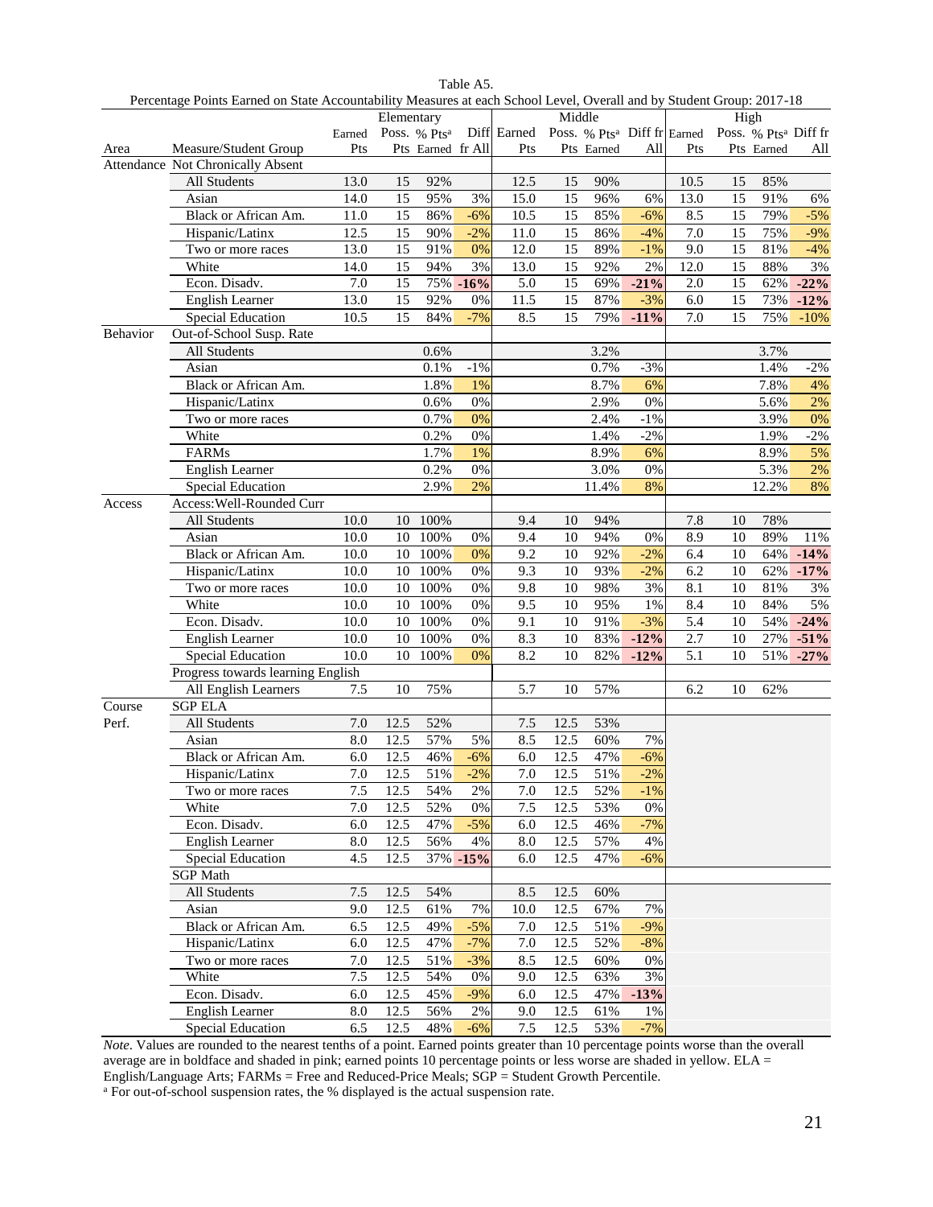Table A5.

Percentage Points Earned on State Accountability Measures at each School Level, Overall and by Student Group: 2017-18

| | | Elementary | | | | Middle | | | | High | | | |
|---|---|---|---|---|---|---|---|---|---|---|---|---|---|
| Area | Measure/Student Group | Earned Pts | Poss. Pts | % Pts[a] Earned | Diff fr All | Earned Pts | Poss. Pts | % Pts[a] Earned | Diff fr All | Earned Pts | Poss. Pts | % Pts[a] Earned | Diff fr All |
| Attendance | Not Chronically Absent | | | | | | | | | | | | |
| | All Students | 13.0 | 15 | 92% | | 12.5 | 15 | 90% | | 10.5 | 15 | 85% | |
| | Asian | 14.0 | 15 | 95% | 3% | 15.0 | 15 | 96% | 6% | 13.0 | 15 | 91% | 6% |
| | Black or African Am. | 11.0 | 15 | 86% | -6% | 10.5 | 15 | 85% | -6% | 8.5 | 15 | 79% | -5% |
| | Hispanic/Latinx | 12.5 | 15 | 90% | -2% | 11.0 | 15 | 86% | -4% | 7.0 | 15 | 75% | -9% |
| | Two or more races | 13.0 | 15 | 91% | 0% | 12.0 | 15 | 89% | -1% | 9.0 | 15 | 81% | -4% |
| | White | 14.0 | 15 | 94% | 3% | 13.0 | 15 | 92% | 2% | 12.0 | 15 | 88% | 3% |
| | Econ. Disadv. | 7.0 | 15 | 75% | **-16%** | 5.0 | 15 | 69% | **-21%** | 2.0 | 15 | 62% | **-22%** |
| | English Learner | 13.0 | 15 | 92% | 0% | 11.5 | 15 | 87% | -3% | 6.0 | 15 | 73% | **-12%** |
| | Special Education | 10.5 | 15 | 84% | -7% | 8.5 | 15 | 79% | **-11%** | 7.0 | 15 | 75% | -10% |
| Behavior | Out-of-School Susp. Rate | | | | | | | | | | | | |
| | All Students | | | 0.6% | | | | 3.2% | | | | 3.7% | |
| | Asian | | | 0.1% | -1% | | | 0.7% | -3% | | | 1.4% | -2% |
| | Black or African Am. | | | 1.8% | 1% | | | 8.7% | 6% | | | 7.8% | 4% |
| | Hispanic/Latinx | | | 0.6% | 0% | | | 2.9% | 0% | | | 5.6% | 2% |
| | Two or more races | | | 0.7% | 0% | | | 2.4% | -1% | | | 3.9% | 0% |
| | White | | | 0.2% | 0% | | | 1.4% | -2% | | | 1.9% | -2% |
| | FARMs | | | 1.7% | 1% | | | 8.9% | 6% | | | 8.9% | 5% |
| | English Learner | | | 0.2% | 0% | | | 3.0% | 0% | | | 5.3% | 2% |
| | Special Education | | | 2.9% | 2% | | | 11.4% | 8% | | | 12.2% | 8% |
| Access | Access:Well-Rounded Curr | | | | | | | | | | | | |
| | All Students | 10.0 | 10 | 100% | | 9.4 | 10 | 94% | | 7.8 | 10 | 78% | |
| | Asian | 10.0 | 10 | 100% | 0% | 9.4 | 10 | 94% | 0% | 8.9 | 10 | 89% | 11% |
| | Black or African Am. | 10.0 | 10 | 100% | 0% | 9.2 | 10 | 92% | -2% | 6.4 | 10 | 64% | **-14%** |
| | Hispanic/Latinx | 10.0 | 10 | 100% | 0% | 9.3 | 10 | 93% | -2% | 6.2 | 10 | 62% | **-17%** |
| | Two or more races | 10.0 | 10 | 100% | 0% | 9.8 | 10 | 98% | 3% | 8.1 | 10 | 81% | 3% |
| | White | 10.0 | 10 | 100% | 0% | 9.5 | 10 | 95% | 1% | 8.4 | 10 | 84% | 5% |
| | Econ. Disadv. | 10.0 | 10 | 100% | 0% | 9.1 | 10 | 91% | -3% | 5.4 | 10 | 54% | **-24%** |
| | English Learner | 10.0 | 10 | 100% | 0% | 8.3 | 10 | 83% | **-12%** | 2.7 | 10 | 27% | **-51%** |
| | Special Education | 10.0 | 10 | 100% | 0% | 8.2 | 10 | 82% | **-12%** | 5.1 | 10 | 51% | **-27%** |
| | Progress towards learning English | | | | | | | | | | | | |
| | All English Learners | 7.5 | 10 | 75% | | 5.7 | 10 | 57% | | 6.2 | 10 | 62% | |
| Course Perf. | SGP ELA | | | | | | | | | | | | |
| | All Students | 7.0 | 12.5 | 52% | | 7.5 | 12.5 | 53% | | | | | |
| | Asian | 8.0 | 12.5 | 57% | 5% | 8.5 | 12.5 | 60% | 7% | | | | |
| | Black or African Am. | 6.0 | 12.5 | 46% | -6% | 6.0 | 12.5 | 47% | -6% | | | | |
| | Hispanic/Latinx | 7.0 | 12.5 | 51% | -2% | 7.0 | 12.5 | 51% | -2% | | | | |
| | Two or more races | 7.5 | 12.5 | 54% | 2% | 7.0 | 12.5 | 52% | -1% | | | | |
| | White | 7.0 | 12.5 | 52% | 0% | 7.5 | 12.5 | 53% | 0% | | | | |
| | Econ. Disadv. | 6.0 | 12.5 | 47% | -5% | 6.0 | 12.5 | 46% | -7% | | | | |
| | English Learner | 8.0 | 12.5 | 56% | 4% | 8.0 | 12.5 | 57% | 4% | | | | |
| | Special Education | 4.5 | 12.5 | 37% | **-15%** | 6.0 | 12.5 | 47% | -6% | | | | |
| | SGP Math | | | | | | | | | | | | |
| | All Students | 7.5 | 12.5 | 54% | | 8.5 | 12.5 | 60% | | | | | |
| | Asian | 9.0 | 12.5 | 61% | 7% | 10.0 | 12.5 | 67% | 7% | | | | |
| | Black or African Am. | 6.5 | 12.5 | 49% | -5% | 7.0 | 12.5 | 51% | -9% | | | | |
| | Hispanic/Latinx | 6.0 | 12.5 | 47% | -7% | 7.0 | 12.5 | 52% | -8% | | | | |
| | Two or more races | 7.0 | 12.5 | 51% | -3% | 8.5 | 12.5 | 60% | 0% | | | | |
| | White | 7.5 | 12.5 | 54% | 0% | 9.0 | 12.5 | 63% | 3% | | | | |
| | Econ. Disadv. | 6.0 | 12.5 | 45% | -9% | 6.0 | 12.5 | 47% | **-13%** | | | | |
| | English Learner | 8.0 | 12.5 | 56% | 2% | 9.0 | 12.5 | 61% | 1% | | | | |
| | Special Education | 6.5 | 12.5 | 48% | -6% | 7.5 | 12.5 | 53% | -7% | | | | |

*Note*. Values are rounded to the nearest tenths of a point. Earned points greater than 10 percentage points worse than the overall average are in boldface and shaded in pink; earned points 10 percentage points or less worse are shaded in yellow. ELA = English/Language Arts; FARMs = Free and Reduced-Price Meals; SGP = Student Growth Percentile.

[a] For out-of-school suspension rates, the % displayed is the actual suspension rate.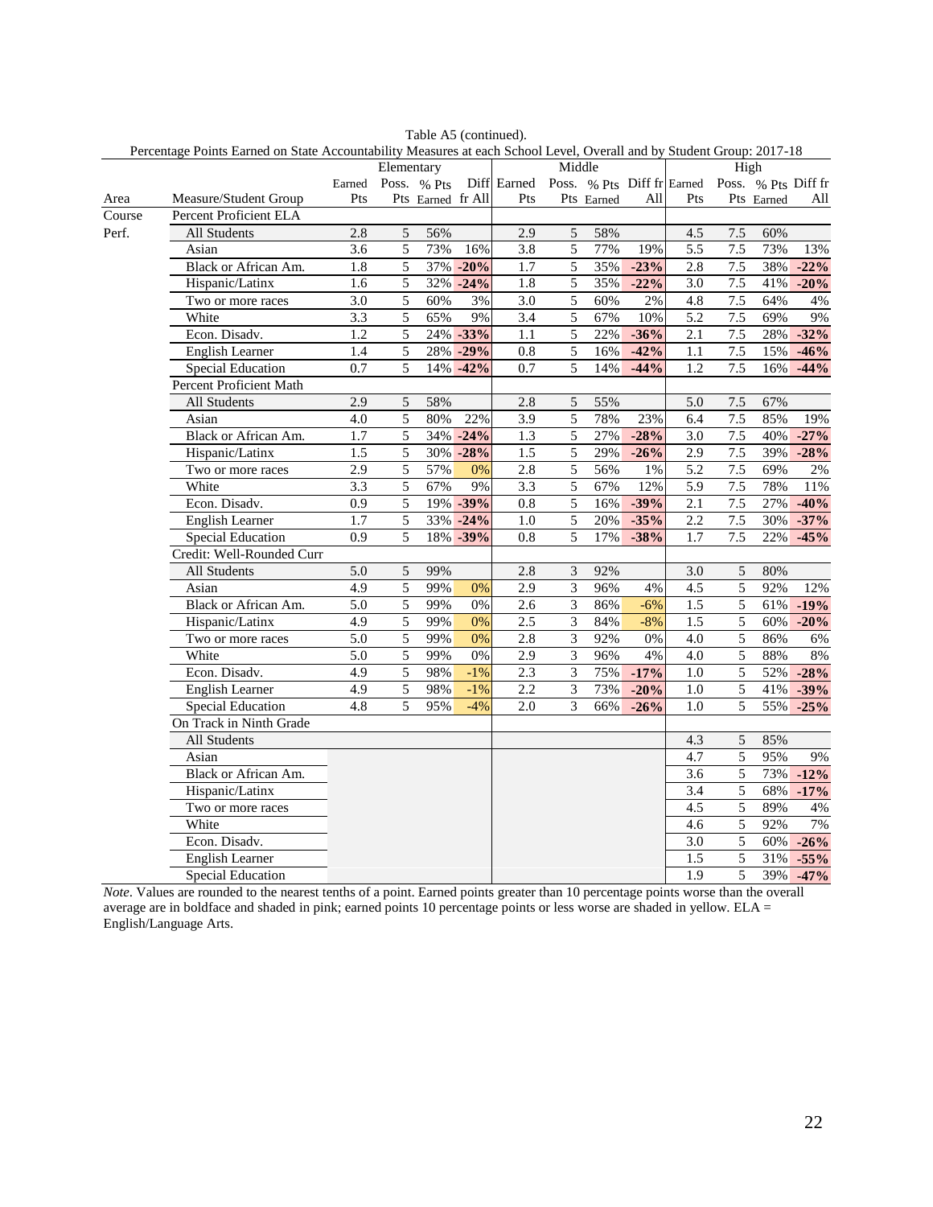Table A5 (continued).

Percentage Points Earned on State Accountability Measures at each School Level, Overall and by Student Group: 2017-18

| | | Elementary | | | | Middle | | | | High | | | |
|---|---|---|---|---|---|---|---|---|---|---|---|---|---|
| Area | Measure/Student Group | Earned Pts | Poss. Pts | % Pts Earned | Diff fr All | Earned Pts | Poss. Pts | % Pts Earned | Diff fr All | Earned Pts | Poss. Pts | % Pts Earned | Diff fr All |
| Course Perf. | Percent Proficient ELA | | | | | | | | | | | | |
| | All Students | 2.8 | 5 | 56% | | 2.9 | 5 | 58% | | 4.5 | 7.5 | 60% | |
| | Asian | 3.6 | 5 | 73% | 16% | 3.8 | 5 | 77% | 19% | 5.5 | 7.5 | 73% | 13% |
| | Black or African Am. | 1.8 | 5 | 37% | **-20%** | 1.7 | 5 | 35% | **-23%** | 2.8 | 7.5 | 38% | **-22%** |
| | Hispanic/Latinx | 1.6 | 5 | 32% | **-24%** | 1.8 | 5 | 35% | **-22%** | 3.0 | 7.5 | 41% | **-20%** |
| | Two or more races | 3.0 | 5 | 60% | 3% | 3.0 | 5 | 60% | 2% | 4.8 | 7.5 | 64% | 4% |
| | White | 3.3 | 5 | 65% | 9% | 3.4 | 5 | 67% | 10% | 5.2 | 7.5 | 69% | 9% |
| | Econ. Disadv. | 1.2 | 5 | 24% | **-33%** | 1.1 | 5 | 22% | **-36%** | 2.1 | 7.5 | 28% | **-32%** |
| | English Learner | 1.4 | 5 | 28% | **-29%** | 0.8 | 5 | 16% | **-42%** | 1.1 | 7.5 | 15% | **-46%** |
| | Special Education | 0.7 | 5 | 14% | **-42%** | 0.7 | 5 | 14% | **-44%** | 1.2 | 7.5 | 16% | **-44%** |
| | Percent Proficient Math | | | | | | | | | | | | |
| | All Students | 2.9 | 5 | 58% | | 2.8 | 5 | 55% | | 5.0 | 7.5 | 67% | |
| | Asian | 4.0 | 5 | 80% | 22% | 3.9 | 5 | 78% | 23% | 6.4 | 7.5 | 85% | 19% |
| | Black or African Am. | 1.7 | 5 | 34% | **-24%** | 1.3 | 5 | 27% | **-28%** | 3.0 | 7.5 | 40% | **-27%** |
| | Hispanic/Latinx | 1.5 | 5 | 30% | **-28%** | 1.5 | 5 | 29% | **-26%** | 2.9 | 7.5 | 39% | **-28%** |
| | Two or more races | 2.9 | 5 | 57% | 0% | 2.8 | 5 | 56% | 1% | 5.2 | 7.5 | 69% | 2% |
| | White | 3.3 | 5 | 67% | 9% | 3.3 | 5 | 67% | 12% | 5.9 | 7.5 | 78% | 11% |
| | Econ. Disadv. | 0.9 | 5 | 19% | **-39%** | 0.8 | 5 | 16% | **-39%** | 2.1 | 7.5 | 27% | **-40%** |
| | English Learner | 1.7 | 5 | 33% | **-24%** | 1.0 | 5 | 20% | **-35%** | 2.2 | 7.5 | 30% | **-37%** |
| | Special Education | 0.9 | 5 | 18% | **-39%** | 0.8 | 5 | 17% | **-38%** | 1.7 | 7.5 | 22% | **-45%** |
| | Credit: Well-Rounded Curr | | | | | | | | | | | | |
| | All Students | 5.0 | 5 | 99% | | 2.8 | 3 | 92% | | 3.0 | 5 | 80% | |
| | Asian | 4.9 | 5 | 99% | 0% | 2.9 | 3 | 96% | 4% | 4.5 | 5 | 92% | 12% |
| | Black or African Am. | 5.0 | 5 | 99% | 0% | 2.6 | 3 | 86% | -6% | 1.5 | 5 | 61% | **-19%** |
| | Hispanic/Latinx | 4.9 | 5 | 99% | 0% | 2.5 | 3 | 84% | -8% | 1.5 | 5 | 60% | **-20%** |
| | Two or more races | 5.0 | 5 | 99% | 0% | 2.8 | 3 | 92% | 0% | 4.0 | 5 | 86% | 6% |
| | White | 5.0 | 5 | 99% | 0% | 2.9 | 3 | 96% | 4% | 4.0 | 5 | 88% | 8% |
| | Econ. Disadv. | 4.9 | 5 | 98% | -1% | 2.3 | 3 | 75% | **-17%** | 1.0 | 5 | 52% | **-28%** |
| | English Learner | 4.9 | 5 | 98% | -1% | 2.2 | 3 | 73% | **-20%** | 1.0 | 5 | 41% | **-39%** |
| | Special Education | 4.8 | 5 | 95% | -4% | 2.0 | 3 | 66% | **-26%** | 1.0 | 5 | 55% | **-25%** |
| | On Track in Ninth Grade | | | | | | | | | | | | |
| | All Students | | | | | | | | | 4.3 | 5 | 85% | |
| | Asian | | | | | | | | | 4.7 | 5 | 95% | 9% |
| | Black or African Am. | | | | | | | | | 3.6 | 5 | 73% | **-12%** |
| | Hispanic/Latinx | | | | | | | | | 3.4 | 5 | 68% | **-17%** |
| | Two or more races | | | | | | | | | 4.5 | 5 | 89% | 4% |
| | White | | | | | | | | | 4.6 | 5 | 92% | 7% |
| | Econ. Disadv. | | | | | | | | | 3.0 | 5 | 60% | **-26%** |
| | English Learner | | | | | | | | | 1.5 | 5 | 31% | **-55%** |
| | Special Education | | | | | | | | | 1.9 | 5 | 39% | **-47%** |

*Note*. Values are rounded to the nearest tenths of a point. Earned points greater than 10 percentage points worse than the overall average are in boldface and shaded in pink; earned points 10 percentage points or less worse are shaded in yellow. ELA = English/Language Arts.